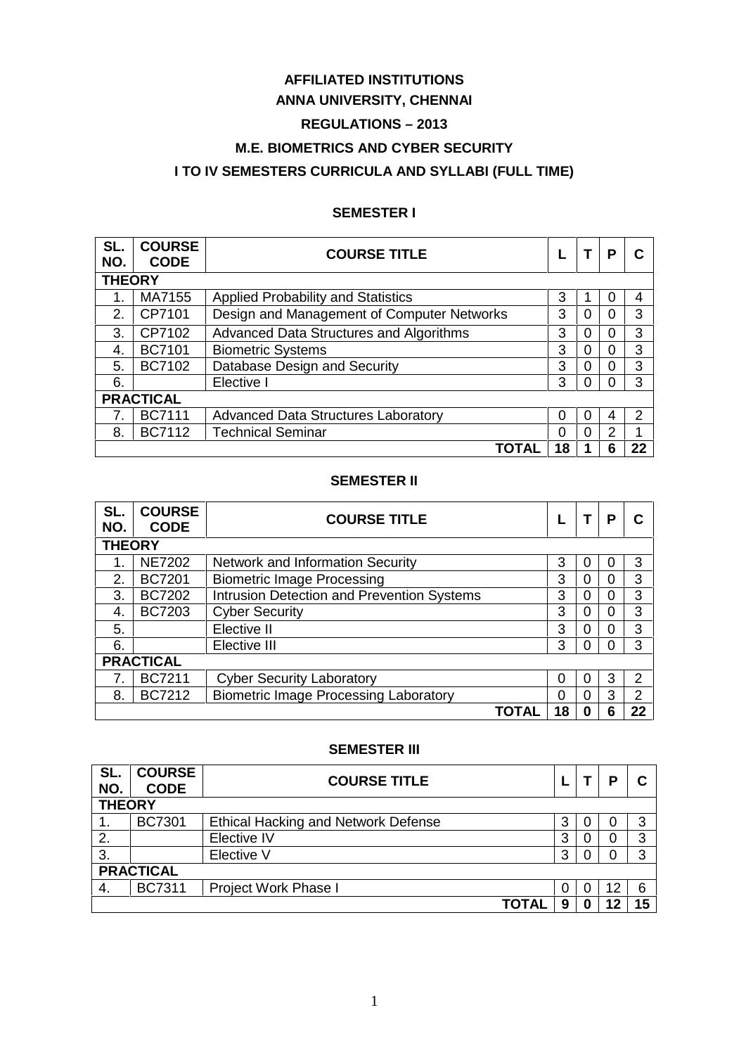**AFFILIATED INSTITUTIONS**

**ANNA UNIVERSITY, CHENNAI**

**REGULATIONS – 2013**

**M.E. BIOMETRICS AND CYBER SECURITY**

**I TO IV SEMESTERS CURRICULA AND SYLLABI (FULL TIME)**

**SEMESTER I**

| SL. NO. | COURSE CODE | COURSE TITLE | L | T | P | C |
|---|---|---|---|---|---|---|
| **THEORY** | | | | | | |
| 1. | MA7155 | Applied Probability and Statistics | 3 | 1 | 0 | 4 |
| 2. | CP7101 | Design and Management of Computer Networks | 3 | 0 | 0 | 3 |
| 3. | CP7102 | Advanced Data Structures and Algorithms | 3 | 0 | 0 | 3 |
| 4. | BC7101 | Biometric Systems | 3 | 0 | 0 | 3 |
| 5. | BC7102 | Database Design and Security | 3 | 0 | 0 | 3 |
| 6. | | Elective I | 3 | 0 | 0 | 3 |
| **PRACTICAL** | | | | | | |
| 7. | BC7111 | Advanced Data Structures Laboratory | 0 | 0 | 4 | 2 |
| 8. | BC7112 | Technical Seminar | 0 | 0 | 2 | 1 |
| | | **TOTAL** | **18** | **1** | **6** | **22** |

**SEMESTER II**

| SL. NO. | COURSE CODE | COURSE TITLE | L | T | P | C |
|---|---|---|---|---|---|---|
| **THEORY** | | | | | | |
| 1. | NE7202 | Network and Information Security | 3 | 0 | 0 | 3 |
| 2. | BC7201 | Biometric Image Processing | 3 | 0 | 0 | 3 |
| 3. | BC7202 | Intrusion Detection and Prevention Systems | 3 | 0 | 0 | 3 |
| 4. | BC7203 | Cyber Security | 3 | 0 | 0 | 3 |
| 5. | | Elective II | 3 | 0 | 0 | 3 |
| 6. | | Elective III | 3 | 0 | 0 | 3 |
| **PRACTICAL** | | | | | | |
| 7. | BC7211 | Cyber Security Laboratory | 0 | 0 | 3 | 2 |
| 8. | BC7212 | Biometric Image Processing Laboratory | 0 | 0 | 3 | 2 |
| | | **TOTAL** | **18** | **0** | **6** | **22** |

**SEMESTER III**

| SL. NO. | COURSE CODE | COURSE TITLE | L | T | P | C |
|---|---|---|---|---|---|---|
| **THEORY** | | | | | | |
| 1. | BC7301 | Ethical Hacking and Network Defense | 3 | 0 | 0 | 3 |
| 2. | | Elective IV | 3 | 0 | 0 | 3 |
| 3. | | Elective V | 3 | 0 | 0 | 3 |
| **PRACTICAL** | | | | | | |
| 4. | BC7311 | Project Work Phase I | 0 | 0 | 12 | 6 |
| | | **TOTAL** | **9** | **0** | **12** | **15** |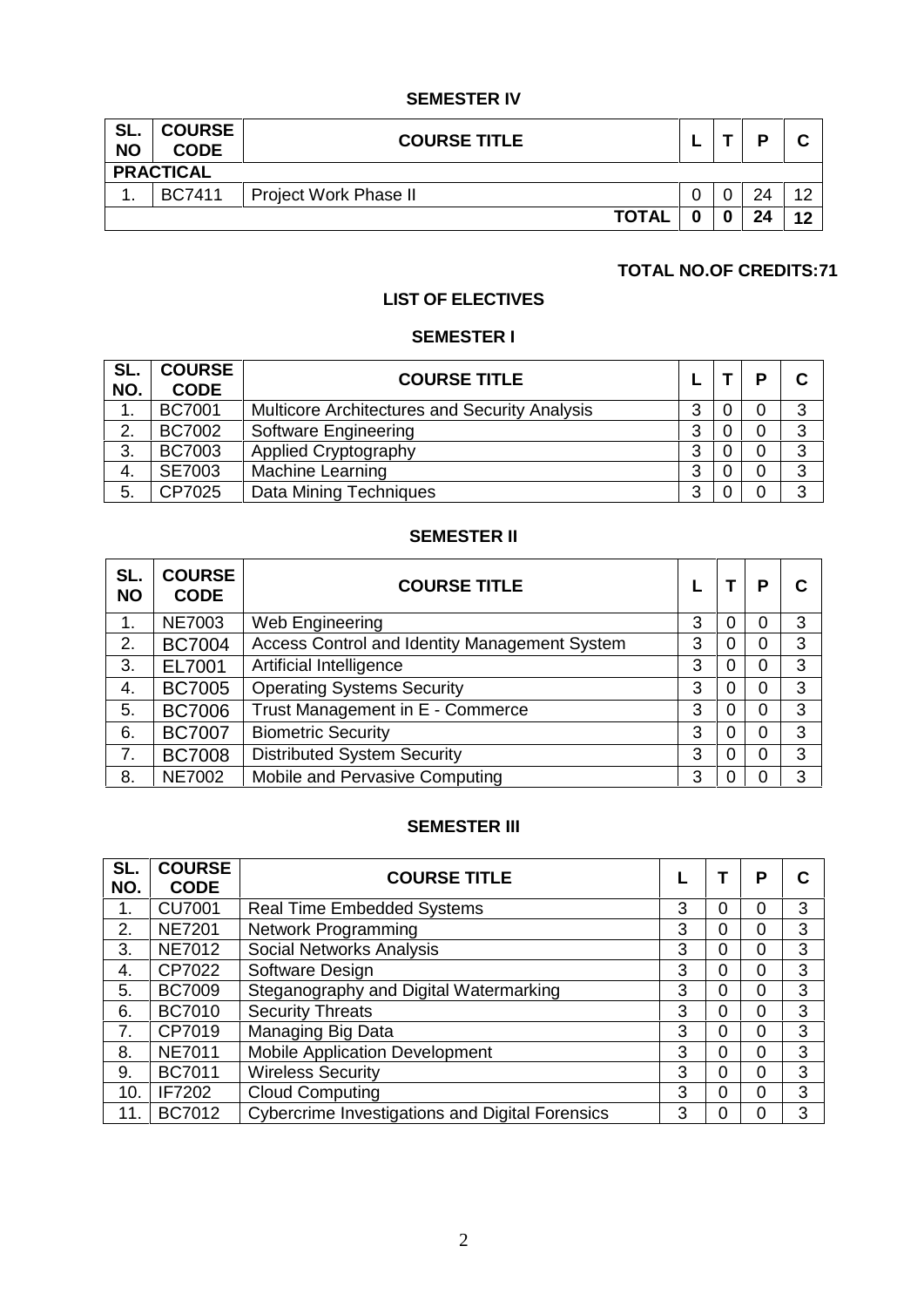### SEMESTER IV

| SL. NO | COURSE CODE | COURSE TITLE | L | T | P | C |
|---|---|---|---|---|---|---|
| **PRACTICAL** | | | | | | |
| 1. | BC7411 | Project Work Phase II | 0 | 0 | 24 | 12 |
| | | **TOTAL** | **0** | **0** | **24** | **12** |

**TOTAL NO.OF CREDITS:71**

## LIST OF ELECTIVES

### SEMESTER I

| SL. NO. | COURSE CODE | COURSE TITLE | L | T | P | C |
|---|---|---|---|---|---|---|
| 1. | BC7001 | Multicore Architectures and Security Analysis | 3 | 0 | 0 | 3 |
| 2. | BC7002 | Software Engineering | 3 | 0 | 0 | 3 |
| 3. | BC7003 | Applied Cryptography | 3 | 0 | 0 | 3 |
| 4. | SE7003 | Machine Learning | 3 | 0 | 0 | 3 |
| 5. | CP7025 | Data Mining Techniques | 3 | 0 | 0 | 3 |

### SEMESTER II

| SL. NO | COURSE CODE | COURSE TITLE | L | T | P | C |
|---|---|---|---|---|---|---|
| 1. | NE7003 | Web Engineering | 3 | 0 | 0 | 3 |
| 2. | BC7004 | Access Control and Identity Management System | 3 | 0 | 0 | 3 |
| 3. | EL7001 | Artificial Intelligence | 3 | 0 | 0 | 3 |
| 4. | BC7005 | Operating Systems Security | 3 | 0 | 0 | 3 |
| 5. | BC7006 | Trust Management in E - Commerce | 3 | 0 | 0 | 3 |
| 6. | BC7007 | Biometric Security | 3 | 0 | 0 | 3 |
| 7. | BC7008 | Distributed System Security | 3 | 0 | 0 | 3 |
| 8. | NE7002 | Mobile and Pervasive Computing | 3 | 0 | 0 | 3 |

### SEMESTER III

| SL. NO. | COURSE CODE | COURSE TITLE | L | T | P | C |
|---|---|---|---|---|---|---|
| 1. | CU7001 | Real Time Embedded Systems | 3 | 0 | 0 | 3 |
| 2. | NE7201 | Network Programming | 3 | 0 | 0 | 3 |
| 3. | NE7012 | Social Networks Analysis | 3 | 0 | 0 | 3 |
| 4. | CP7022 | Software Design | 3 | 0 | 0 | 3 |
| 5. | BC7009 | Steganography and Digital Watermarking | 3 | 0 | 0 | 3 |
| 6. | BC7010 | Security Threats | 3 | 0 | 0 | 3 |
| 7. | CP7019 | Managing Big Data | 3 | 0 | 0 | 3 |
| 8. | NE7011 | Mobile Application Development | 3 | 0 | 0 | 3 |
| 9. | BC7011 | Wireless Security | 3 | 0 | 0 | 3 |
| 10. | IF7202 | Cloud Computing | 3 | 0 | 0 | 3 |
| 11. | BC7012 | Cybercrime Investigations and Digital Forensics | 3 | 0 | 0 | 3 |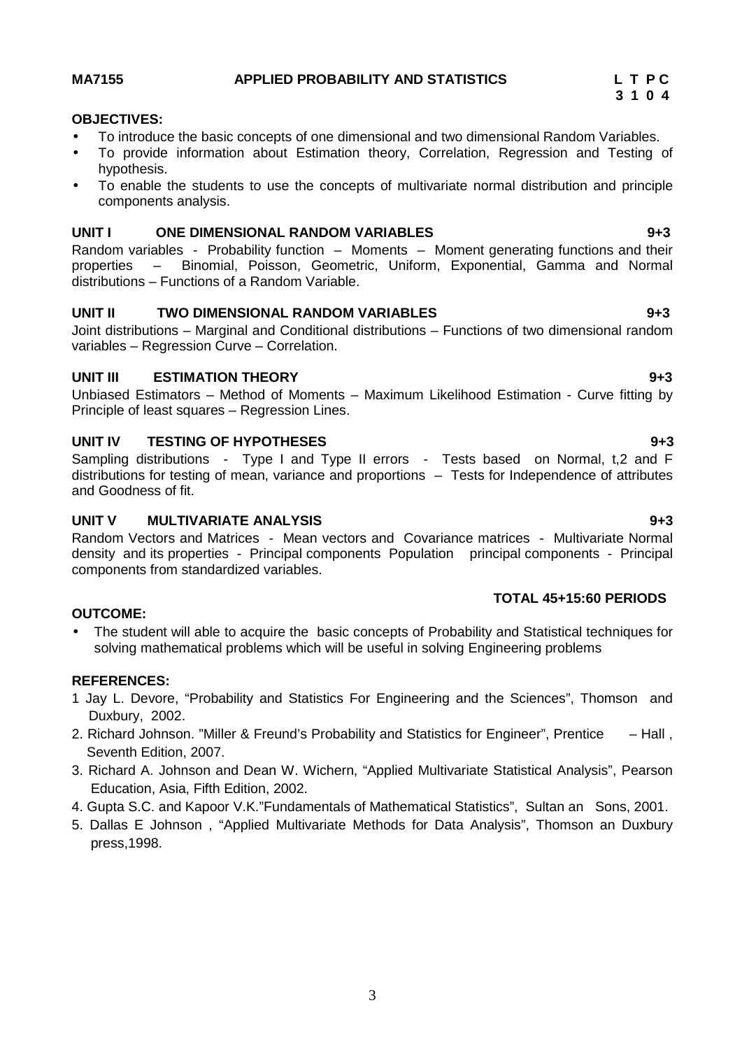**MA7155 APPLIED PROBABILITY AND STATISTICS**

| L | T | P | C |
|---|---|---|---|
| 3 | 1 | 0 | 4 |

**OBJECTIVES:**

- To introduce the basic concepts of one dimensional and two dimensional Random Variables.
- To provide information about Estimation theory, Correlation, Regression and Testing of hypothesis.
- To enable the students to use the concepts of multivariate normal distribution and principle components analysis.

**UNIT I ONE DIMENSIONAL RANDOM VARIABLES 9+3**

Random variables - Probability function – Moments – Moment generating functions and their properties – Binomial, Poisson, Geometric, Uniform, Exponential, Gamma and Normal distributions – Functions of a Random Variable.

**UNIT II TWO DIMENSIONAL RANDOM VARIABLES 9+3**

Joint distributions – Marginal and Conditional distributions – Functions of two dimensional random variables – Regression Curve – Correlation.

**UNIT III ESTIMATION THEORY 9+3**

Unbiased Estimators – Method of Moments – Maximum Likelihood Estimation - Curve fitting by Principle of least squares – Regression Lines.

**UNIT IV TESTING OF HYPOTHESES 9+3**

Sampling distributions - Type I and Type II errors - Tests based on Normal, t,2 and F distributions for testing of mean, variance and proportions – Tests for Independence of attributes and Goodness of fit.

**UNIT V MULTIVARIATE ANALYSIS 9+3**

Random Vectors and Matrices - Mean vectors and Covariance matrices - Multivariate Normal density and its properties - Principal components Population principal components - Principal components from standardized variables.

**TOTAL 45+15:60 PERIODS**

**OUTCOME:**

- The student will able to acquire the basic concepts of Probability and Statistical techniques for solving mathematical problems which will be useful in solving Engineering problems

**REFERENCES:**

1 Jay L. Devore, "Probability and Statistics For Engineering and the Sciences", Thomson and Duxbury, 2002.

2. Richard Johnson. "Miller & Freund's Probability and Statistics for Engineer", Prentice – Hall , Seventh Edition, 2007.

3. Richard A. Johnson and Dean W. Wichern, "Applied Multivariate Statistical Analysis", Pearson Education, Asia, Fifth Edition, 2002.

4. Gupta S.C. and Kapoor V.K."Fundamentals of Mathematical Statistics", Sultan an Sons, 2001.

5. Dallas E Johnson , "Applied Multivariate Methods for Data Analysis", Thomson an Duxbury press,1998.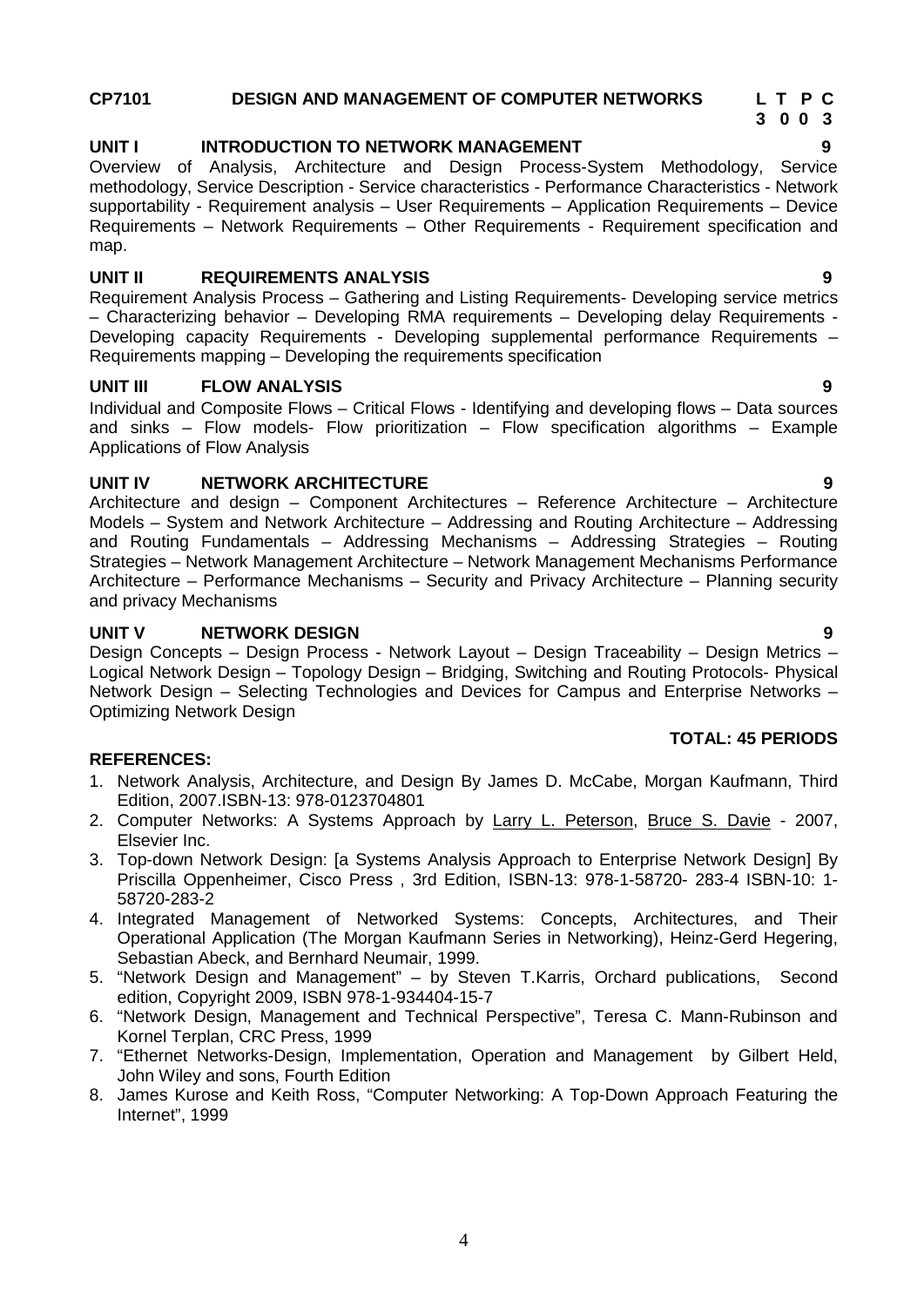## CP7101 DESIGN AND MANAGEMENT OF COMPUTER NETWORKS

| L | T | P | C |
|---|---|---|---|
| 3 | 0 | 0 | 3 |

### UNIT I INTRODUCTION TO NETWORK MANAGEMENT — 9

Overview of Analysis, Architecture and Design Process-System Methodology, Service methodology, Service Description - Service characteristics - Performance Characteristics - Network supportability - Requirement analysis – User Requirements – Application Requirements – Device Requirements – Network Requirements – Other Requirements - Requirement specification and map.

### UNIT II REQUIREMENTS ANALYSIS — 9

Requirement Analysis Process – Gathering and Listing Requirements- Developing service metrics – Characterizing behavior – Developing RMA requirements – Developing delay Requirements - Developing capacity Requirements - Developing supplemental performance Requirements – Requirements mapping – Developing the requirements specification

### UNIT III FLOW ANALYSIS — 9

Individual and Composite Flows – Critical Flows - Identifying and developing flows – Data sources and sinks – Flow models- Flow prioritization – Flow specification algorithms – Example Applications of Flow Analysis

### UNIT IV NETWORK ARCHITECTURE — 9

Architecture and design – Component Architectures – Reference Architecture – Architecture Models – System and Network Architecture – Addressing and Routing Architecture – Addressing and Routing Fundamentals – Addressing Mechanisms – Addressing Strategies – Routing Strategies – Network Management Architecture – Network Management Mechanisms Performance Architecture – Performance Mechanisms – Security and Privacy Architecture – Planning security and privacy Mechanisms

### UNIT V NETWORK DESIGN — 9

Design Concepts – Design Process - Network Layout – Design Traceability – Design Metrics – Logical Network Design – Topology Design – Bridging, Switching and Routing Protocols- Physical Network Design – Selecting Technologies and Devices for Campus and Enterprise Networks – Optimizing Network Design

**TOTAL: 45 PERIODS**

### REFERENCES:

1. Network Analysis, Architecture, and Design By James D. McCabe, Morgan Kaufmann, Third Edition, 2007.ISBN-13: 978-0123704801
2. Computer Networks: A Systems Approach by Larry L. Peterson, Bruce S. Davie - 2007, Elsevier Inc.
3. Top-down Network Design: [a Systems Analysis Approach to Enterprise Network Design] By Priscilla Oppenheimer, Cisco Press , 3rd Edition, ISBN-13: 978-1-58720- 283-4 ISBN-10: 1-58720-283-2
4. Integrated Management of Networked Systems: Concepts, Architectures, and Their Operational Application (The Morgan Kaufmann Series in Networking), Heinz-Gerd Hegering, Sebastian Abeck, and Bernhard Neumair, 1999.
5. "Network Design and Management" – by Steven T.Karris, Orchard publications, Second edition, Copyright 2009, ISBN 978-1-934404-15-7
6. "Network Design, Management and Technical Perspective", Teresa C. Mann-Rubinson and Kornel Terplan, CRC Press, 1999
7. "Ethernet Networks-Design, Implementation, Operation and Management by Gilbert Held, John Wiley and sons, Fourth Edition
8. James Kurose and Keith Ross, "Computer Networking: A Top-Down Approach Featuring the Internet", 1999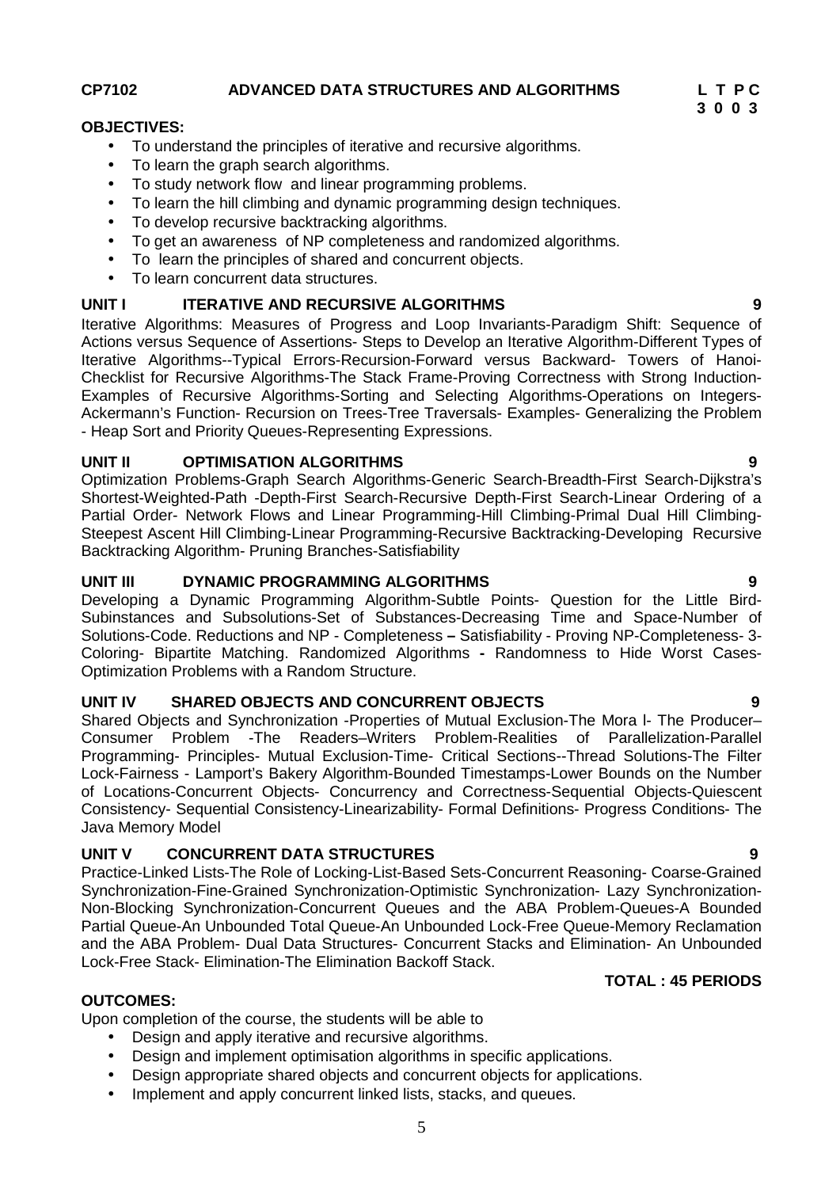**CP7102 ADVANCED DATA STRUCTURES AND ALGORITHMS** **L T P C**
**3 0 0 3**

**OBJECTIVES:**

- To understand the principles of iterative and recursive algorithms.
- To learn the graph search algorithms.
- To study network flow and linear programming problems.
- To learn the hill climbing and dynamic programming design techniques.
- To develop recursive backtracking algorithms.
- To get an awareness of NP completeness and randomized algorithms.
- To learn the principles of shared and concurrent objects.
- To learn concurrent data structures.

**UNIT I ITERATIVE AND RECURSIVE ALGORITHMS 9**

Iterative Algorithms: Measures of Progress and Loop Invariants-Paradigm Shift: Sequence of Actions versus Sequence of Assertions- Steps to Develop an Iterative Algorithm-Different Types of Iterative Algorithms--Typical Errors-Recursion-Forward versus Backward- Towers of Hanoi-Checklist for Recursive Algorithms-The Stack Frame-Proving Correctness with Strong Induction-Examples of Recursive Algorithms-Sorting and Selecting Algorithms-Operations on Integers-Ackermann's Function- Recursion on Trees-Tree Traversals- Examples- Generalizing the Problem - Heap Sort and Priority Queues-Representing Expressions.

**UNIT II OPTIMISATION ALGORITHMS 9**

Optimization Problems-Graph Search Algorithms-Generic Search-Breadth-First Search-Dijkstra's Shortest-Weighted-Path -Depth-First Search-Recursive Depth-First Search-Linear Ordering of a Partial Order- Network Flows and Linear Programming-Hill Climbing-Primal Dual Hill Climbing-Steepest Ascent Hill Climbing-Linear Programming-Recursive Backtracking-Developing Recursive Backtracking Algorithm- Pruning Branches-Satisfiability

**UNIT III DYNAMIC PROGRAMMING ALGORITHMS 9**

Developing a Dynamic Programming Algorithm-Subtle Points- Question for the Little Bird-Subinstances and Subsolutions-Set of Substances-Decreasing Time and Space-Number of Solutions-Code. Reductions and NP - Completeness **–** Satisfiability - Proving NP-Completeness- 3-Coloring- Bipartite Matching. Randomized Algorithms **-** Randomness to Hide Worst Cases-Optimization Problems with a Random Structure.

**UNIT IV SHARED OBJECTS AND CONCURRENT OBJECTS 9**

Shared Objects and Synchronization -Properties of Mutual Exclusion-The Mora l- The Producer–Consumer Problem -The Readers–Writers Problem-Realities of Parallelization-Parallel Programming- Principles- Mutual Exclusion-Time- Critical Sections--Thread Solutions-The Filter Lock-Fairness - Lamport's Bakery Algorithm-Bounded Timestamps-Lower Bounds on the Number of Locations-Concurrent Objects- Concurrency and Correctness-Sequential Objects-Quiescent Consistency- Sequential Consistency-Linearizability- Formal Definitions- Progress Conditions- The Java Memory Model

**UNIT V CONCURRENT DATA STRUCTURES 9**

Practice-Linked Lists-The Role of Locking-List-Based Sets-Concurrent Reasoning- Coarse-Grained Synchronization-Fine-Grained Synchronization-Optimistic Synchronization- Lazy Synchronization-Non-Blocking Synchronization-Concurrent Queues and the ABA Problem-Queues-A Bounded Partial Queue-An Unbounded Total Queue-An Unbounded Lock-Free Queue-Memory Reclamation and the ABA Problem- Dual Data Structures- Concurrent Stacks and Elimination- An Unbounded Lock-Free Stack- Elimination-The Elimination Backoff Stack.

**TOTAL : 45 PERIODS**

**OUTCOMES:**

Upon completion of the course, the students will be able to

- Design and apply iterative and recursive algorithms.
- Design and implement optimisation algorithms in specific applications.
- Design appropriate shared objects and concurrent objects for applications.
- Implement and apply concurrent linked lists, stacks, and queues.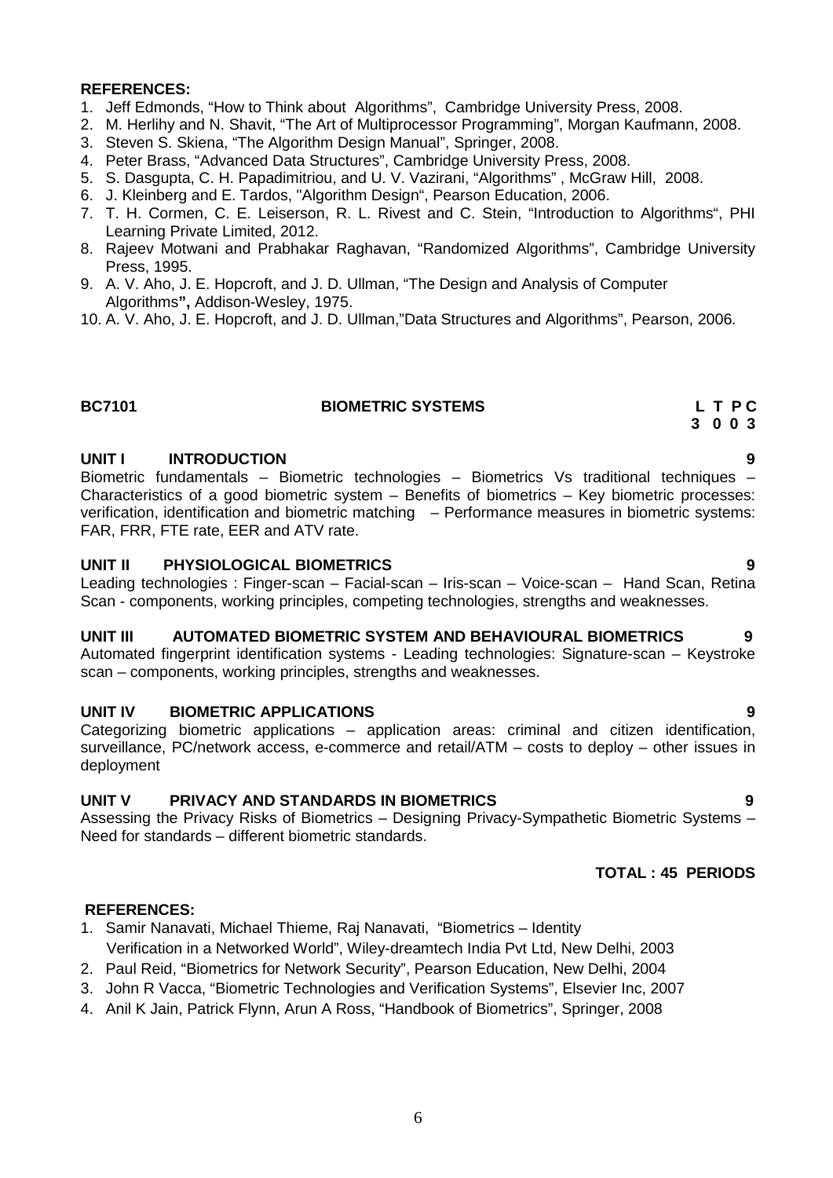**REFERENCES:**

1. Jeff Edmonds, "How to Think about Algorithms", Cambridge University Press, 2008.
2. M. Herlihy and N. Shavit, "The Art of Multiprocessor Programming", Morgan Kaufmann, 2008.
3. Steven S. Skiena, "The Algorithm Design Manual", Springer, 2008.
4. Peter Brass, "Advanced Data Structures", Cambridge University Press, 2008.
5. S. Dasgupta, C. H. Papadimitriou, and U. V. Vazirani, "Algorithms" , McGraw Hill, 2008.
6. J. Kleinberg and E. Tardos, "Algorithm Design", Pearson Education, 2006.
7. T. H. Cormen, C. E. Leiserson, R. L. Rivest and C. Stein, "Introduction to Algorithms", PHI Learning Private Limited, 2012.
8. Rajeev Motwani and Prabhakar Raghavan, "Randomized Algorithms", Cambridge University Press, 1995.
9. A. V. Aho, J. E. Hopcroft, and J. D. Ullman, "The Design and Analysis of Computer Algorithms", Addison-Wesley, 1975.
10. A. V. Aho, J. E. Hopcroft, and J. D. Ullman,"Data Structures and Algorithms", Pearson, 2006.

## BC7101 BIOMETRIC SYSTEMS

**L T P C**
**3 0 0 3**

**UNIT I INTRODUCTION 9**

Biometric fundamentals – Biometric technologies – Biometrics Vs traditional techniques – Characteristics of a good biometric system – Benefits of biometrics – Key biometric processes: verification, identification and biometric matching – Performance measures in biometric systems: FAR, FRR, FTE rate, EER and ATV rate.

**UNIT II PHYSIOLOGICAL BIOMETRICS 9**

Leading technologies : Finger-scan – Facial-scan – Iris-scan – Voice-scan – Hand Scan, Retina Scan - components, working principles, competing technologies, strengths and weaknesses.

**UNIT III AUTOMATED BIOMETRIC SYSTEM AND BEHAVIOURAL BIOMETRICS 9**

Automated fingerprint identification systems - Leading technologies: Signature-scan – Keystroke scan – components, working principles, strengths and weaknesses.

**UNIT IV BIOMETRIC APPLICATIONS 9**

Categorizing biometric applications – application areas: criminal and citizen identification, surveillance, PC/network access, e-commerce and retail/ATM – costs to deploy – other issues in deployment

**UNIT V PRIVACY AND STANDARDS IN BIOMETRICS 9**

Assessing the Privacy Risks of Biometrics – Designing Privacy-Sympathetic Biometric Systems – Need for standards – different biometric standards.

**TOTAL : 45 PERIODS**

**REFERENCES:**

1. Samir Nanavati, Michael Thieme, Raj Nanavati, "Biometrics – Identity Verification in a Networked World", Wiley-dreamtech India Pvt Ltd, New Delhi, 2003
2. Paul Reid, "Biometrics for Network Security", Pearson Education, New Delhi, 2004
3. John R Vacca, "Biometric Technologies and Verification Systems", Elsevier Inc, 2007
4. Anil K Jain, Patrick Flynn, Arun A Ross, "Handbook of Biometrics", Springer, 2008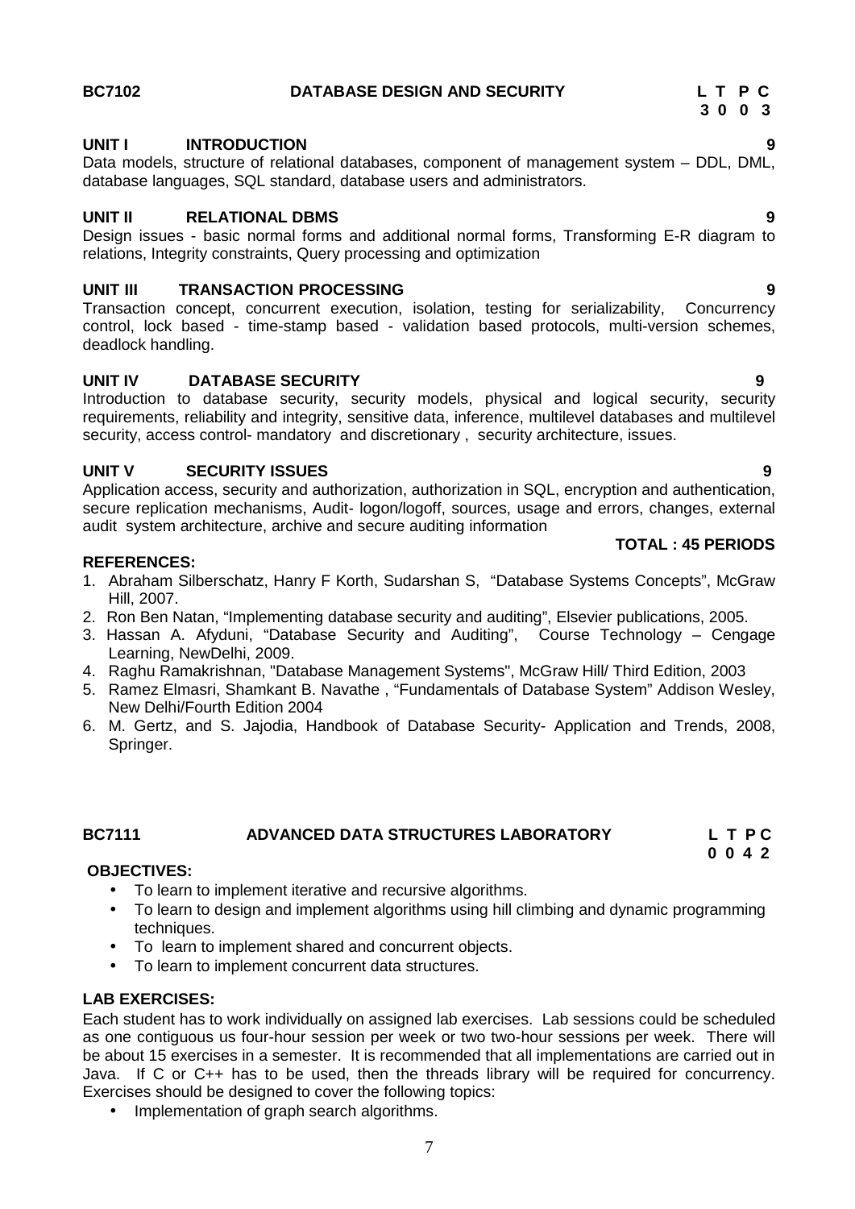**BC7102 DATABASE DESIGN AND SECURITY**

| L | T | P | C |
|---|---|---|---|
| 3 | 0 | 0 | 3 |

**UNIT I INTRODUCTION** **9**

Data models, structure of relational databases, component of management system – DDL, DML, database languages, SQL standard, database users and administrators.

**UNIT II RELATIONAL DBMS** **9**

Design issues - basic normal forms and additional normal forms, Transforming E-R diagram to relations, Integrity constraints, Query processing and optimization

**UNIT III TRANSACTION PROCESSING** **9**

Transaction concept, concurrent execution, isolation, testing for serializability, Concurrency control, lock based - time-stamp based - validation based protocols, multi-version schemes, deadlock handling.

**UNIT IV DATABASE SECURITY** **9**

Introduction to database security, security models, physical and logical security, security requirements, reliability and integrity, sensitive data, inference, multilevel databases and multilevel security, access control- mandatory and discretionary , security architecture, issues.

**UNIT V SECURITY ISSUES** **9**

Application access, security and authorization, authorization in SQL, encryption and authentication, secure replication mechanisms, Audit- logon/logoff, sources, usage and errors, changes, external audit system architecture, archive and secure auditing information

**TOTAL : 45 PERIODS**

**REFERENCES:**

1. Abraham Silberschatz, Hanry F Korth, Sudarshan S, "Database Systems Concepts", McGraw Hill, 2007.
2. Ron Ben Natan, "Implementing database security and auditing", Elsevier publications, 2005.
3. Hassan A. Afyduni, "Database Security and Auditing", Course Technology – Cengage Learning, NewDelhi, 2009.
4. Raghu Ramakrishnan, "Database Management Systems", McGraw Hill/ Third Edition, 2003
5. Ramez Elmasri, Shamkant B. Navathe , "Fundamentals of Database System" Addison Wesley, New Delhi/Fourth Edition 2004
6. M. Gertz, and S. Jajodia, Handbook of Database Security- Application and Trends, 2008, Springer.

**BC7111 ADVANCED DATA STRUCTURES LABORATORY**

| L | T | P | C |
|---|---|---|---|
| 0 | 0 | 4 | 2 |

**OBJECTIVES:**

- To learn to implement iterative and recursive algorithms.
- To learn to design and implement algorithms using hill climbing and dynamic programming techniques.
- To learn to implement shared and concurrent objects.
- To learn to implement concurrent data structures.

**LAB EXERCISES:**

Each student has to work individually on assigned lab exercises. Lab sessions could be scheduled as one contiguous us four-hour session per week or two two-hour sessions per week. There will be about 15 exercises in a semester. It is recommended that all implementations are carried out in Java. If C or C++ has to be used, then the threads library will be required for concurrency. Exercises should be designed to cover the following topics:

- Implementation of graph search algorithms.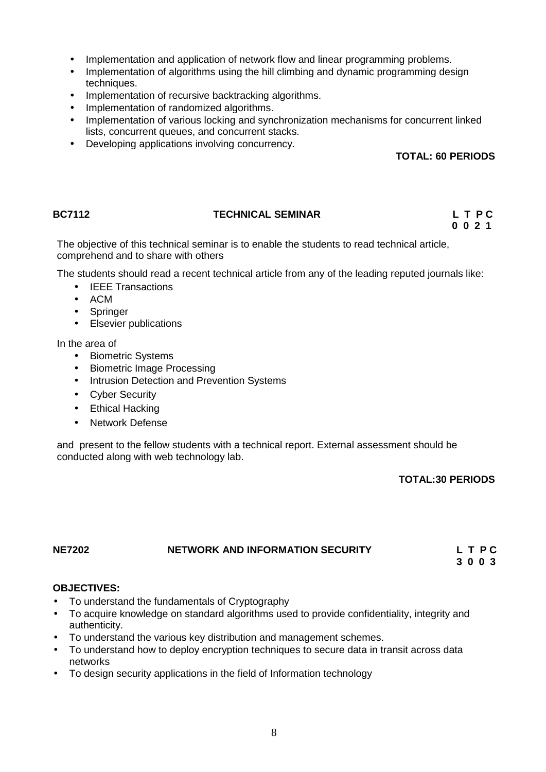- Implementation and application of network flow and linear programming problems.
- Implementation of algorithms using the hill climbing and dynamic programming design techniques.
- Implementation of recursive backtracking algorithms.
- Implementation of randomized algorithms.
- Implementation of various locking and synchronization mechanisms for concurrent linked lists, concurrent queues, and concurrent stacks.
- Developing applications involving concurrency.

**TOTAL: 60 PERIODS**

## BC7112 TECHNICAL SEMINAR

**L T P C**
**0 0 2 1**

The objective of this technical seminar is to enable the students to read technical article, comprehend and to share with others

The students should read a recent technical article from any of the leading reputed journals like:

- IEEE Transactions
- ACM
- Springer
- Elsevier publications

In the area of

- Biometric Systems
- Biometric Image Processing
- Intrusion Detection and Prevention Systems
- Cyber Security
- Ethical Hacking
- Network Defense

and present to the fellow students with a technical report. External assessment should be conducted along with web technology lab.

**TOTAL:30 PERIODS**

## NE7202 NETWORK AND INFORMATION SECURITY

**L T P C**
**3 0 0 3**

**OBJECTIVES:**

- To understand the fundamentals of Cryptography
- To acquire knowledge on standard algorithms used to provide confidentiality, integrity and authenticity.
- To understand the various key distribution and management schemes.
- To understand how to deploy encryption techniques to secure data in transit across data networks
- To design security applications in the field of Information technology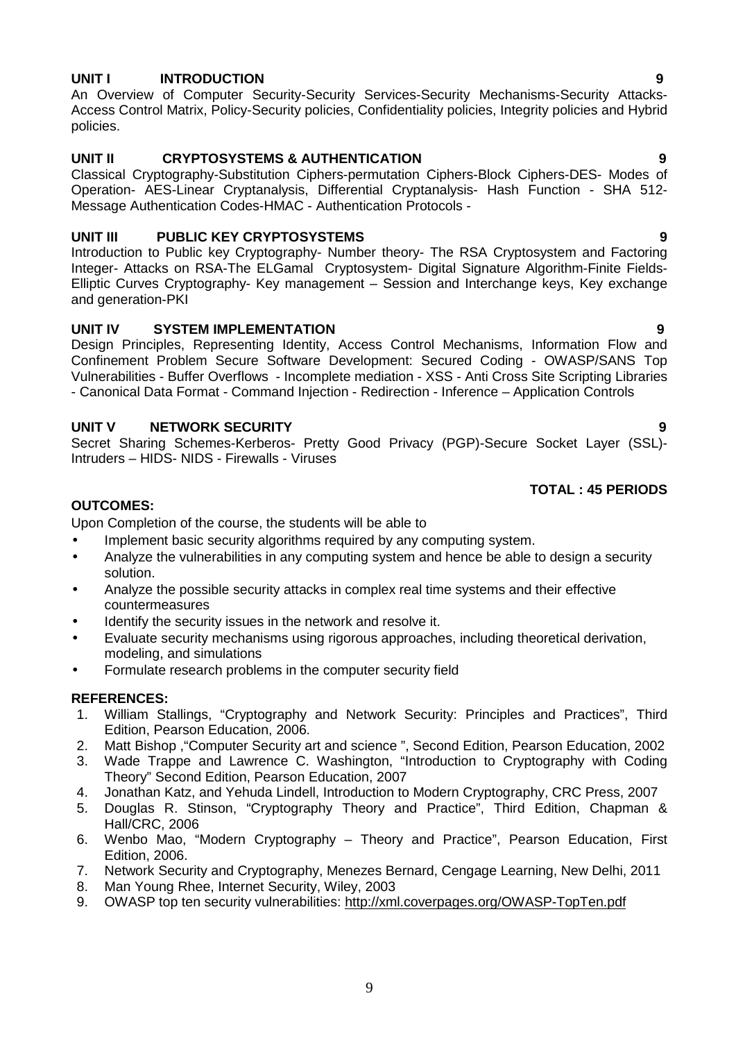**UNIT I INTRODUCTION 9**

An Overview of Computer Security-Security Services-Security Mechanisms-Security Attacks-Access Control Matrix, Policy-Security policies, Confidentiality policies, Integrity policies and Hybrid policies.

**UNIT II CRYPTOSYSTEMS & AUTHENTICATION 9**

Classical Cryptography-Substitution Ciphers-permutation Ciphers-Block Ciphers-DES- Modes of Operation- AES-Linear Cryptanalysis, Differential Cryptanalysis- Hash Function - SHA 512- Message Authentication Codes-HMAC - Authentication Protocols -

**UNIT III PUBLIC KEY CRYPTOSYSTEMS 9**

Introduction to Public key Cryptography- Number theory- The RSA Cryptosystem and Factoring Integer- Attacks on RSA-The ELGamal Cryptosystem- Digital Signature Algorithm-Finite Fields-Elliptic Curves Cryptography- Key management – Session and Interchange keys, Key exchange and generation-PKI

**UNIT IV SYSTEM IMPLEMENTATION 9**

Design Principles, Representing Identity, Access Control Mechanisms, Information Flow and Confinement Problem Secure Software Development: Secured Coding - OWASP/SANS Top Vulnerabilities - Buffer Overflows - Incomplete mediation - XSS - Anti Cross Site Scripting Libraries - Canonical Data Format - Command Injection - Redirection - Inference – Application Controls

**UNIT V NETWORK SECURITY 9**

Secret Sharing Schemes-Kerberos- Pretty Good Privacy (PGP)-Secure Socket Layer (SSL)- Intruders – HIDS- NIDS - Firewalls - Viruses

**TOTAL : 45 PERIODS**

**OUTCOMES:**

Upon Completion of the course, the students will be able to

- Implement basic security algorithms required by any computing system.
- Analyze the vulnerabilities in any computing system and hence be able to design a security solution.
- Analyze the possible security attacks in complex real time systems and their effective countermeasures
- Identify the security issues in the network and resolve it.
- Evaluate security mechanisms using rigorous approaches, including theoretical derivation, modeling, and simulations
- Formulate research problems in the computer security field

**REFERENCES:**

1. William Stallings, "Cryptography and Network Security: Principles and Practices", Third Edition, Pearson Education, 2006.
2. Matt Bishop ,"Computer Security art and science ", Second Edition, Pearson Education, 2002
3. Wade Trappe and Lawrence C. Washington, "Introduction to Cryptography with Coding Theory" Second Edition, Pearson Education, 2007
4. Jonathan Katz, and Yehuda Lindell, Introduction to Modern Cryptography, CRC Press, 2007
5. Douglas R. Stinson, "Cryptography Theory and Practice", Third Edition, Chapman & Hall/CRC, 2006
6. Wenbo Mao, "Modern Cryptography – Theory and Practice", Pearson Education, First Edition, 2006.
7. Network Security and Cryptography, Menezes Bernard, Cengage Learning, New Delhi, 2011
8. Man Young Rhee, Internet Security, Wiley, 2003
9. OWASP top ten security vulnerabilities: http://xml.coverpages.org/OWASP-TopTen.pdf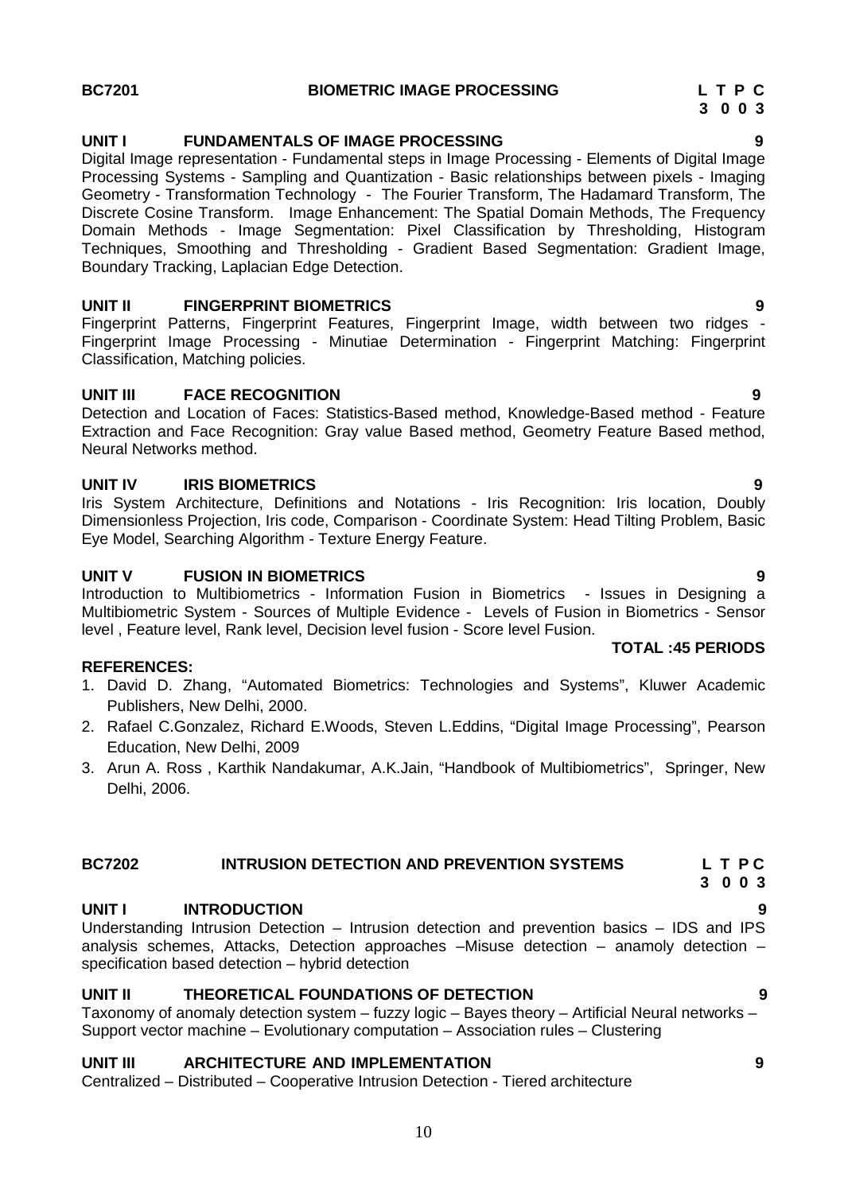## BC7201 BIOMETRIC IMAGE PROCESSING

**L T P C**
**3 0 0 3**

### UNIT I FUNDAMENTALS OF IMAGE PROCESSING 9

Digital Image representation - Fundamental steps in Image Processing - Elements of Digital Image Processing Systems - Sampling and Quantization - Basic relationships between pixels - Imaging Geometry - Transformation Technology - The Fourier Transform, The Hadamard Transform, The Discrete Cosine Transform. Image Enhancement: The Spatial Domain Methods, The Frequency Domain Methods - Image Segmentation: Pixel Classification by Thresholding, Histogram Techniques, Smoothing and Thresholding - Gradient Based Segmentation: Gradient Image, Boundary Tracking, Laplacian Edge Detection.

### UNIT II FINGERPRINT BIOMETRICS 9

Fingerprint Patterns, Fingerprint Features, Fingerprint Image, width between two ridges - Fingerprint Image Processing - Minutiae Determination - Fingerprint Matching: Fingerprint Classification, Matching policies.

### UNIT III FACE RECOGNITION 9

Detection and Location of Faces: Statistics-Based method, Knowledge-Based method - Feature Extraction and Face Recognition: Gray value Based method, Geometry Feature Based method, Neural Networks method.

### UNIT IV IRIS BIOMETRICS 9

Iris System Architecture, Definitions and Notations - Iris Recognition: Iris location, Doubly Dimensionless Projection, Iris code, Comparison - Coordinate System: Head Tilting Problem, Basic Eye Model, Searching Algorithm - Texture Energy Feature.

### UNIT V FUSION IN BIOMETRICS 9

Introduction to Multibiometrics - Information Fusion in Biometrics - Issues in Designing a Multibiometric System - Sources of Multiple Evidence - Levels of Fusion in Biometrics - Sensor level , Feature level, Rank level, Decision level fusion - Score level Fusion.

**TOTAL :45 PERIODS**

**REFERENCES:**

1. David D. Zhang, "Automated Biometrics: Technologies and Systems", Kluwer Academic Publishers, New Delhi, 2000.
2. Rafael C.Gonzalez, Richard E.Woods, Steven L.Eddins, "Digital Image Processing", Pearson Education, New Delhi, 2009
3. Arun A. Ross , Karthik Nandakumar, A.K.Jain, "Handbook of Multibiometrics", Springer, New Delhi, 2006.

## BC7202 INTRUSION DETECTION AND PREVENTION SYSTEMS

**L T P C**
**3 0 0 3**

### UNIT I INTRODUCTION 9

Understanding Intrusion Detection – Intrusion detection and prevention basics – IDS and IPS analysis schemes, Attacks, Detection approaches –Misuse detection – anamoly detection – specification based detection – hybrid detection

### UNIT II THEORETICAL FOUNDATIONS OF DETECTION 9

Taxonomy of anomaly detection system – fuzzy logic – Bayes theory – Artificial Neural networks – Support vector machine – Evolutionary computation – Association rules – Clustering

### UNIT III ARCHITECTURE AND IMPLEMENTATION 9

Centralized – Distributed – Cooperative Intrusion Detection - Tiered architecture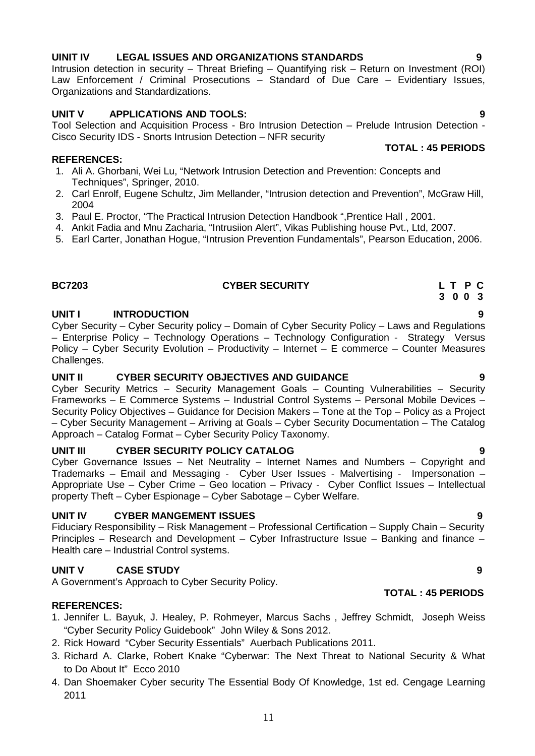### UINIT IV LEGAL ISSUES AND ORGANIZATIONS STANDARDS 9

Intrusion detection in security – Threat Briefing – Quantifying risk – Return on Investment (ROI) Law Enforcement / Criminal Prosecutions – Standard of Due Care – Evidentiary Issues, Organizations and Standardizations.

### UNIT V APPLICATIONS AND TOOLS: 9

Tool Selection and Acquisition Process - Bro Intrusion Detection – Prelude Intrusion Detection - Cisco Security IDS - Snorts Intrusion Detection – NFR security

**TOTAL : 45 PERIODS**

**REFERENCES:**

1. Ali A. Ghorbani, Wei Lu, "Network Intrusion Detection and Prevention: Concepts and Techniques", Springer, 2010.
2. Carl Enrolf, Eugene Schultz, Jim Mellander, "Intrusion detection and Prevention", McGraw Hill, 2004
3. Paul E. Proctor, "The Practical Intrusion Detection Handbook ",Prentice Hall , 2001.
4. Ankit Fadia and Mnu Zacharia, "Intrusiion Alert", Vikas Publishing house Pvt., Ltd, 2007.
5. Earl Carter, Jonathan Hogue, "Intrusion Prevention Fundamentals", Pearson Education, 2006.

## BC7203 CYBER SECURITY

| L | T | P | C |
|---|---|---|---|
| 3 | 0 | 0 | 3 |

### UNIT I INTRODUCTION 9

Cyber Security – Cyber Security policy – Domain of Cyber Security Policy – Laws and Regulations – Enterprise Policy – Technology Operations – Technology Configuration - Strategy Versus Policy – Cyber Security Evolution – Productivity – Internet – E commerce – Counter Measures Challenges.

### UNIT II CYBER SECURITY OBJECTIVES AND GUIDANCE 9

Cyber Security Metrics – Security Management Goals – Counting Vulnerabilities – Security Frameworks – E Commerce Systems – Industrial Control Systems – Personal Mobile Devices – Security Policy Objectives – Guidance for Decision Makers – Tone at the Top – Policy as a Project – Cyber Security Management – Arriving at Goals – Cyber Security Documentation – The Catalog Approach – Catalog Format – Cyber Security Policy Taxonomy.

### UNIT III CYBER SECURITY POLICY CATALOG 9

Cyber Governance Issues – Net Neutrality – Internet Names and Numbers – Copyright and Trademarks – Email and Messaging - Cyber User Issues - Malvertising - Impersonation – Appropriate Use – Cyber Crime – Geo location – Privacy - Cyber Conflict Issues – Intellectual property Theft – Cyber Espionage – Cyber Sabotage – Cyber Welfare.

### UNIT IV CYBER MANGEMENT ISSUES 9

Fiduciary Responsibility – Risk Management – Professional Certification – Supply Chain – Security Principles – Research and Development – Cyber Infrastructure Issue – Banking and finance – Health care – Industrial Control systems.

### UNIT V CASE STUDY 9

A Government's Approach to Cyber Security Policy.

**TOTAL : 45 PERIODS**

**REFERENCES:**

1. Jennifer L. Bayuk, J. Healey, P. Rohmeyer, Marcus Sachs , Jeffrey Schmidt, Joseph Weiss "Cyber Security Policy Guidebook" John Wiley & Sons 2012.
2. Rick Howard "Cyber Security Essentials" Auerbach Publications 2011.
3. Richard A. Clarke, Robert Knake "Cyberwar: The Next Threat to National Security & What to Do About It" Ecco 2010
4. Dan Shoemaker Cyber security The Essential Body Of Knowledge, 1st ed. Cengage Learning 2011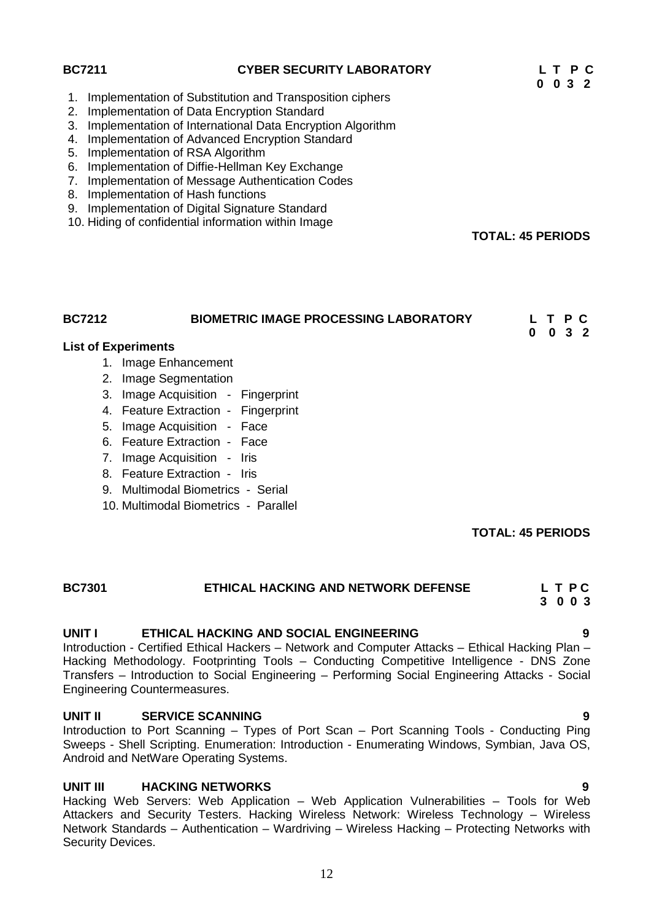**BC7211 CYBER SECURITY LABORATORY**

| L | T | P | C |
|---|---|---|---|
| 0 | 0 | 3 | 2 |

1. Implementation of Substitution and Transposition ciphers
2. Implementation of Data Encryption Standard
3. Implementation of International Data Encryption Algorithm
4. Implementation of Advanced Encryption Standard
5. Implementation of RSA Algorithm
6. Implementation of Diffie-Hellman Key Exchange
7. Implementation of Message Authentication Codes
8. Implementation of Hash functions
9. Implementation of Digital Signature Standard
10. Hiding of confidential information within Image

**TOTAL: 45 PERIODS**

**BC7212 BIOMETRIC IMAGE PROCESSING LABORATORY**

| L | T | P | C |
|---|---|---|---|
| 0 | 0 | 3 | 2 |

**List of Experiments**

1. Image Enhancement
2. Image Segmentation
3. Image Acquisition - Fingerprint
4. Feature Extraction - Fingerprint
5. Image Acquisition - Face
6. Feature Extraction - Face
7. Image Acquisition - Iris
8. Feature Extraction - Iris
9. Multimodal Biometrics - Serial
10. Multimodal Biometrics - Parallel

**TOTAL: 45 PERIODS**

**BC7301 ETHICAL HACKING AND NETWORK DEFENSE**

| L | T | P | C |
|---|---|---|---|
| 3 | 0 | 0 | 3 |

**UNIT I ETHICAL HACKING AND SOCIAL ENGINEERING 9**

Introduction - Certified Ethical Hackers – Network and Computer Attacks – Ethical Hacking Plan – Hacking Methodology. Footprinting Tools – Conducting Competitive Intelligence - DNS Zone Transfers – Introduction to Social Engineering – Performing Social Engineering Attacks - Social Engineering Countermeasures.

**UNIT II SERVICE SCANNING 9**

Introduction to Port Scanning – Types of Port Scan – Port Scanning Tools - Conducting Ping Sweeps - Shell Scripting. Enumeration: Introduction - Enumerating Windows, Symbian, Java OS, Android and NetWare Operating Systems.

**UNIT III HACKING NETWORKS 9**

Hacking Web Servers: Web Application – Web Application Vulnerabilities – Tools for Web Attackers and Security Testers. Hacking Wireless Network: Wireless Technology – Wireless Network Standards – Authentication – Wardriving – Wireless Hacking – Protecting Networks with Security Devices.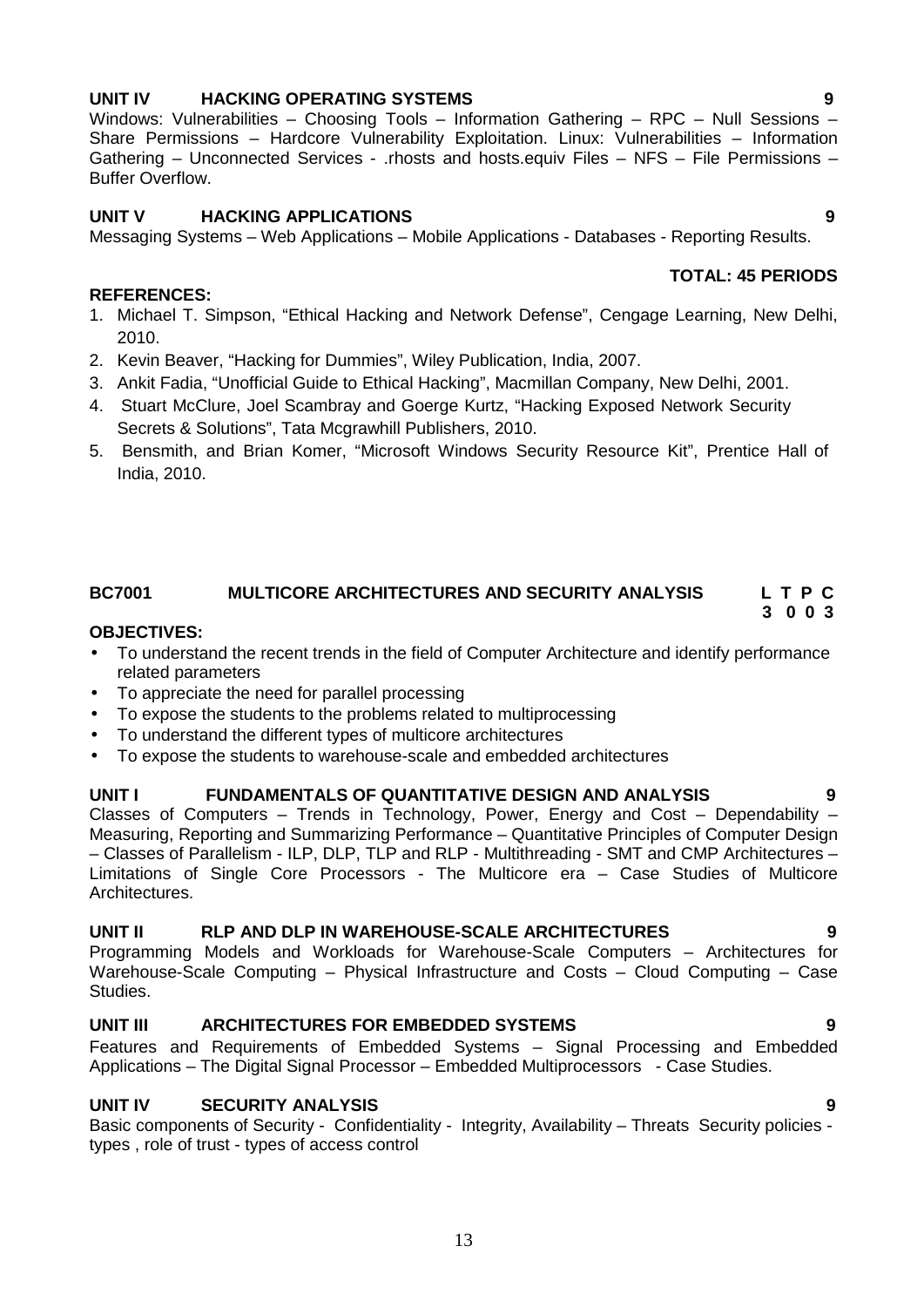**UNIT IV HACKING OPERATING SYSTEMS 9**

Windows: Vulnerabilities – Choosing Tools – Information Gathering – RPC – Null Sessions – Share Permissions – Hardcore Vulnerability Exploitation. Linux: Vulnerabilities – Information Gathering – Unconnected Services - .rhosts and hosts.equiv Files – NFS – File Permissions – Buffer Overflow.

**UNIT V HACKING APPLICATIONS 9**

Messaging Systems – Web Applications – Mobile Applications - Databases - Reporting Results.

**TOTAL: 45 PERIODS**

**REFERENCES:**

1. Michael T. Simpson, "Ethical Hacking and Network Defense", Cengage Learning, New Delhi, 2010.
2. Kevin Beaver, "Hacking for Dummies", Wiley Publication, India, 2007.
3. Ankit Fadia, "Unofficial Guide to Ethical Hacking", Macmillan Company, New Delhi, 2001.
4. Stuart McClure, Joel Scambray and Goerge Kurtz, "Hacking Exposed Network Security Secrets & Solutions", Tata Mcgrawhill Publishers, 2010.
5. Bensmith, and Brian Komer, "Microsoft Windows Security Resource Kit", Prentice Hall of India, 2010.

## BC7001 MULTICORE ARCHITECTURES AND SECURITY ANALYSIS

| L | T | P | C |
|---|---|---|---|
| 3 | 0 | 0 | 3 |

**OBJECTIVES:**

- To understand the recent trends in the field of Computer Architecture and identify performance related parameters
- To appreciate the need for parallel processing
- To expose the students to the problems related to multiprocessing
- To understand the different types of multicore architectures
- To expose the students to warehouse-scale and embedded architectures

**UNIT I FUNDAMENTALS OF QUANTITATIVE DESIGN AND ANALYSIS 9**

Classes of Computers – Trends in Technology, Power, Energy and Cost – Dependability – Measuring, Reporting and Summarizing Performance – Quantitative Principles of Computer Design – Classes of Parallelism - ILP, DLP, TLP and RLP - Multithreading - SMT and CMP Architectures – Limitations of Single Core Processors - The Multicore era – Case Studies of Multicore Architectures.

**UNIT II RLP AND DLP IN WAREHOUSE-SCALE ARCHITECTURES 9**

Programming Models and Workloads for Warehouse-Scale Computers – Architectures for Warehouse-Scale Computing – Physical Infrastructure and Costs – Cloud Computing – Case Studies.

**UNIT III ARCHITECTURES FOR EMBEDDED SYSTEMS 9**

Features and Requirements of Embedded Systems – Signal Processing and Embedded Applications – The Digital Signal Processor – Embedded Multiprocessors - Case Studies.

**UNIT IV SECURITY ANALYSIS 9**

Basic components of Security - Confidentiality - Integrity, Availability – Threats Security policies - types , role of trust - types of access control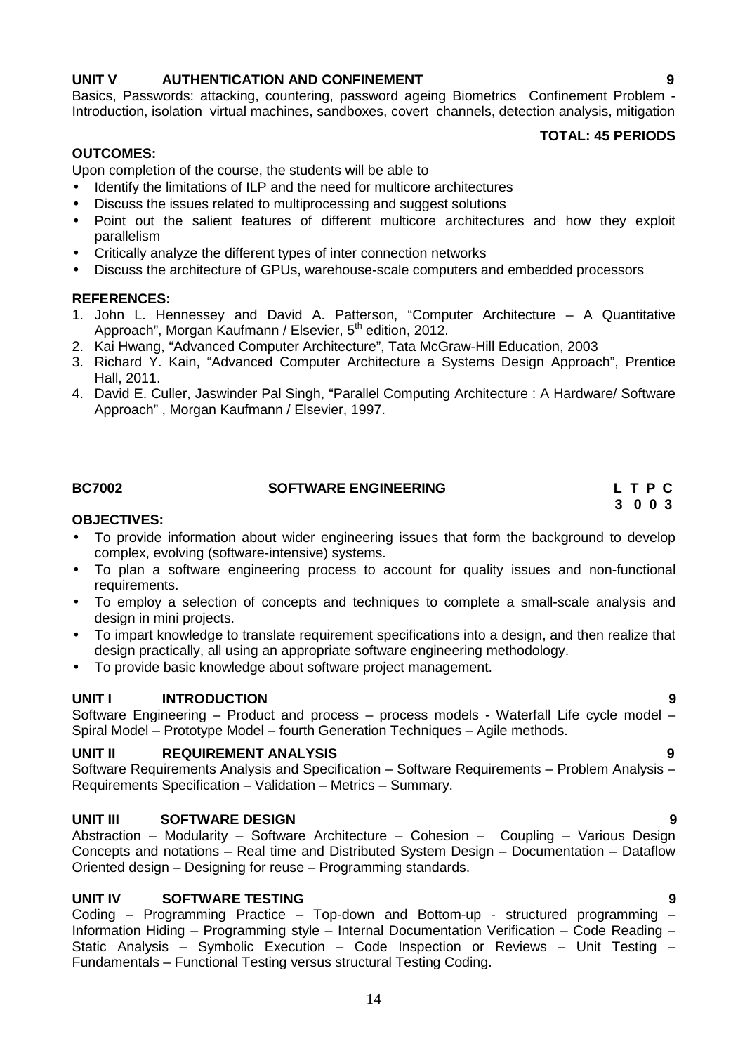**UNIT V AUTHENTICATION AND CONFINEMENT 9**

Basics, Passwords: attacking, countering, password ageing Biometrics Confinement Problem - Introduction, isolation virtual machines, sandboxes, covert channels, detection analysis, mitigation

**TOTAL: 45 PERIODS**

**OUTCOMES:**

Upon completion of the course, the students will be able to

- Identify the limitations of ILP and the need for multicore architectures
- Discuss the issues related to multiprocessing and suggest solutions
- Point out the salient features of different multicore architectures and how they exploit parallelism
- Critically analyze the different types of inter connection networks
- Discuss the architecture of GPUs, warehouse-scale computers and embedded processors

**REFERENCES:**

1. John L. Hennessey and David A. Patterson, "Computer Architecture – A Quantitative Approach", Morgan Kaufmann / Elsevier, 5th edition, 2012.
2. Kai Hwang, "Advanced Computer Architecture", Tata McGraw-Hill Education, 2003
3. Richard Y. Kain, "Advanced Computer Architecture a Systems Design Approach", Prentice Hall, 2011.
4. David E. Culler, Jaswinder Pal Singh, "Parallel Computing Architecture : A Hardware/ Software Approach" , Morgan Kaufmann / Elsevier, 1997.

## BC7002 SOFTWARE ENGINEERING

| L | T | P | C |
|---|---|---|---|
| 3 | 0 | 0 | 3 |

**OBJECTIVES:**

- To provide information about wider engineering issues that form the background to develop complex, evolving (software-intensive) systems.
- To plan a software engineering process to account for quality issues and non-functional requirements.
- To employ a selection of concepts and techniques to complete a small-scale analysis and design in mini projects.
- To impart knowledge to translate requirement specifications into a design, and then realize that design practically, all using an appropriate software engineering methodology.
- To provide basic knowledge about software project management.

**UNIT I INTRODUCTION 9**

Software Engineering – Product and process – process models - Waterfall Life cycle model – Spiral Model – Prototype Model – fourth Generation Techniques – Agile methods.

**UNIT II REQUIREMENT ANALYSIS 9**

Software Requirements Analysis and Specification – Software Requirements – Problem Analysis – Requirements Specification – Validation – Metrics – Summary.

**UNIT III SOFTWARE DESIGN 9**

Abstraction – Modularity – Software Architecture – Cohesion – Coupling – Various Design Concepts and notations – Real time and Distributed System Design – Documentation – Dataflow Oriented design – Designing for reuse – Programming standards.

**UNIT IV SOFTWARE TESTING 9**

Coding – Programming Practice – Top-down and Bottom-up - structured programming – Information Hiding – Programming style – Internal Documentation Verification – Code Reading – Static Analysis – Symbolic Execution – Code Inspection or Reviews – Unit Testing – Fundamentals – Functional Testing versus structural Testing Coding.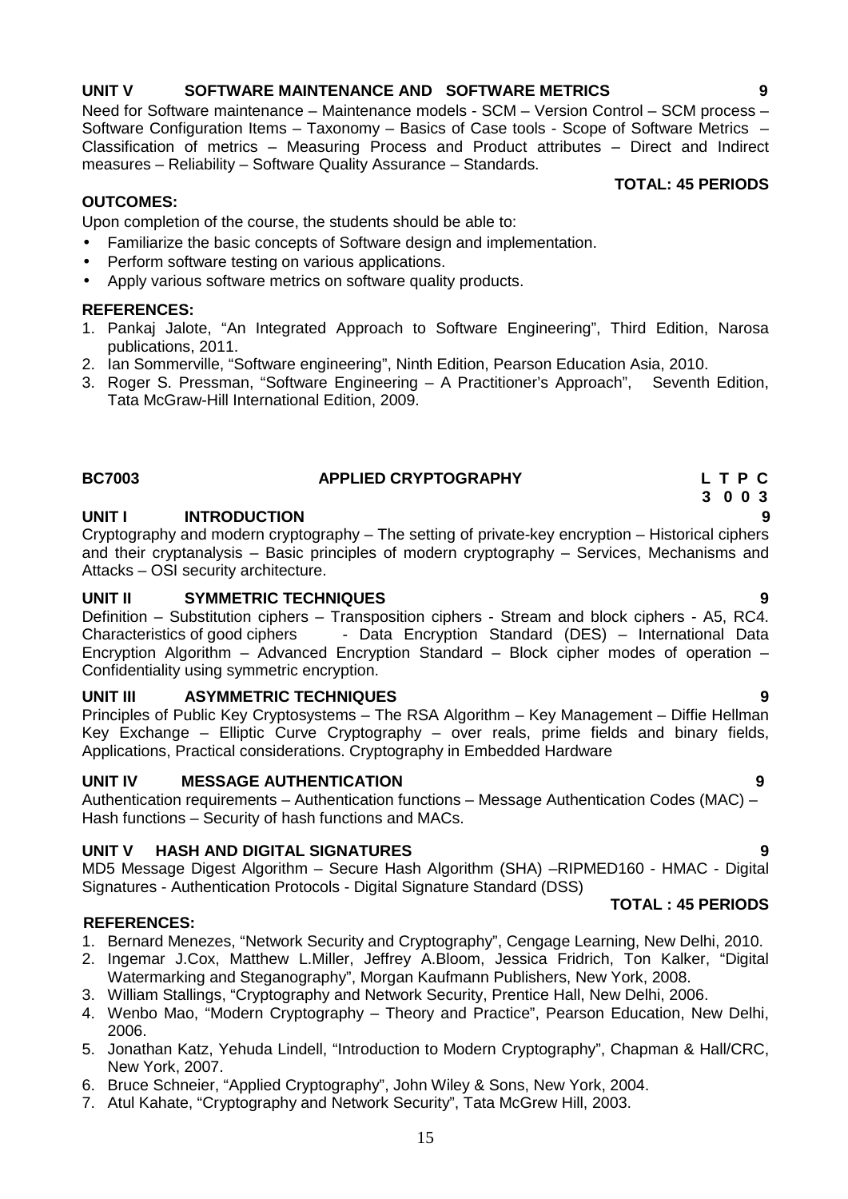**UNIT V SOFTWARE MAINTENANCE AND SOFTWARE METRICS 9**

Need for Software maintenance – Maintenance models - SCM – Version Control – SCM process – Software Configuration Items – Taxonomy – Basics of Case tools - Scope of Software Metrics – Classification of metrics – Measuring Process and Product attributes – Direct and Indirect measures – Reliability – Software Quality Assurance – Standards.

**TOTAL: 45 PERIODS**

**OUTCOMES:**

Upon completion of the course, the students should be able to:

- Familiarize the basic concepts of Software design and implementation.
- Perform software testing on various applications.
- Apply various software metrics on software quality products.

**REFERENCES:**

1. Pankaj Jalote, "An Integrated Approach to Software Engineering", Third Edition, Narosa publications, 2011.
2. Ian Sommerville, "Software engineering", Ninth Edition, Pearson Education Asia, 2010.
3. Roger S. Pressman, "Software Engineering – A Practitioner's Approach", Seventh Edition, Tata McGraw-Hill International Edition, 2009.

## BC7003 APPLIED CRYPTOGRAPHY

**L T P C**
**3 0 0 3**

**UNIT I INTRODUCTION 9**

Cryptography and modern cryptography – The setting of private-key encryption – Historical ciphers and their cryptanalysis – Basic principles of modern cryptography – Services, Mechanisms and Attacks – OSI security architecture.

**UNIT II SYMMETRIC TECHNIQUES 9**

Definition – Substitution ciphers – Transposition ciphers - Stream and block ciphers - A5, RC4. Characteristics of good ciphers - Data Encryption Standard (DES) – International Data Encryption Algorithm – Advanced Encryption Standard – Block cipher modes of operation – Confidentiality using symmetric encryption.

**UNIT III ASYMMETRIC TECHNIQUES 9**

Principles of Public Key Cryptosystems – The RSA Algorithm – Key Management – Diffie Hellman Key Exchange – Elliptic Curve Cryptography – over reals, prime fields and binary fields, Applications, Practical considerations. Cryptography in Embedded Hardware

**UNIT IV MESSAGE AUTHENTICATION 9**

Authentication requirements – Authentication functions – Message Authentication Codes (MAC) – Hash functions – Security of hash functions and MACs.

**UNIT V HASH AND DIGITAL SIGNATURES 9**

MD5 Message Digest Algorithm – Secure Hash Algorithm (SHA) –RIPMED160 - HMAC - Digital Signatures - Authentication Protocols - Digital Signature Standard (DSS)

**TOTAL : 45 PERIODS**

**REFERENCES:**

1. Bernard Menezes, "Network Security and Cryptography", Cengage Learning, New Delhi, 2010.
2. Ingemar J.Cox, Matthew L.Miller, Jeffrey A.Bloom, Jessica Fridrich, Ton Kalker, "Digital Watermarking and Steganography", Morgan Kaufmann Publishers, New York, 2008.
3. William Stallings, "Cryptography and Network Security, Prentice Hall, New Delhi, 2006.
4. Wenbo Mao, "Modern Cryptography – Theory and Practice", Pearson Education, New Delhi, 2006.
5. Jonathan Katz, Yehuda Lindell, "Introduction to Modern Cryptography", Chapman & Hall/CRC, New York, 2007.
6. Bruce Schneier, "Applied Cryptography", John Wiley & Sons, New York, 2004.
7. Atul Kahate, "Cryptography and Network Security", Tata McGrew Hill, 2003.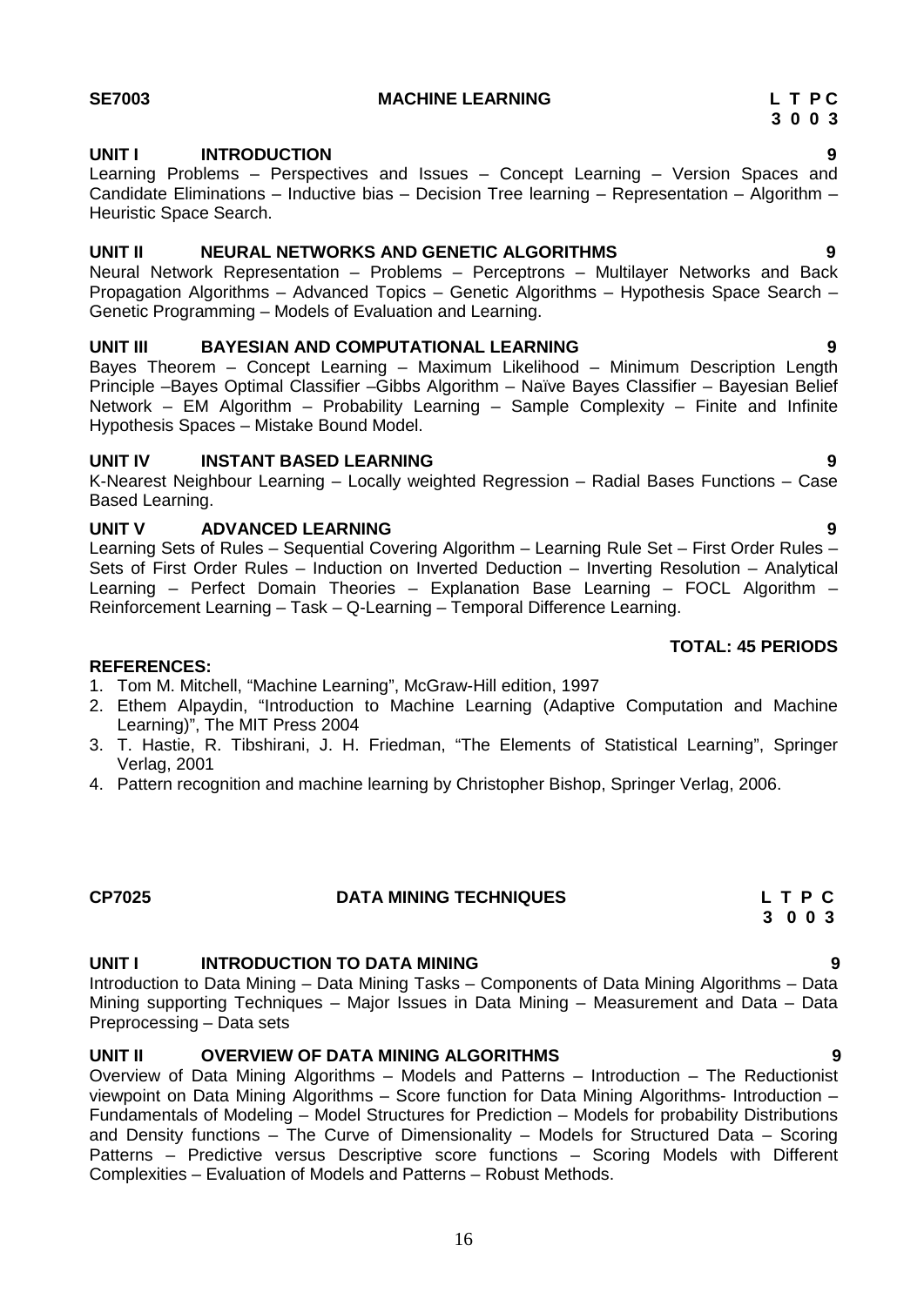## SE7003 MACHINE LEARNING

| L | T | P | C |
|---|---|---|---|
| 3 | 0 | 0 | 3 |

### UNIT I INTRODUCTION 9

Learning Problems – Perspectives and Issues – Concept Learning – Version Spaces and Candidate Eliminations – Inductive bias – Decision Tree learning – Representation – Algorithm – Heuristic Space Search.

### UNIT II NEURAL NETWORKS AND GENETIC ALGORITHMS 9

Neural Network Representation – Problems – Perceptrons – Multilayer Networks and Back Propagation Algorithms – Advanced Topics – Genetic Algorithms – Hypothesis Space Search – Genetic Programming – Models of Evaluation and Learning.

### UNIT III BAYESIAN AND COMPUTATIONAL LEARNING 9

Bayes Theorem – Concept Learning – Maximum Likelihood – Minimum Description Length Principle –Bayes Optimal Classifier –Gibbs Algorithm – Naïve Bayes Classifier – Bayesian Belief Network – EM Algorithm – Probability Learning – Sample Complexity – Finite and Infinite Hypothesis Spaces – Mistake Bound Model.

### UNIT IV INSTANT BASED LEARNING 9

K-Nearest Neighbour Learning – Locally weighted Regression – Radial Bases Functions – Case Based Learning.

### UNIT V ADVANCED LEARNING 9

Learning Sets of Rules – Sequential Covering Algorithm – Learning Rule Set – First Order Rules – Sets of First Order Rules – Induction on Inverted Deduction – Inverting Resolution – Analytical Learning – Perfect Domain Theories – Explanation Base Learning – FOCL Algorithm – Reinforcement Learning – Task – Q-Learning – Temporal Difference Learning.

**TOTAL: 45 PERIODS**

**REFERENCES:**

1. Tom M. Mitchell, “Machine Learning”, McGraw-Hill edition, 1997
2. Ethem Alpaydin, “Introduction to Machine Learning (Adaptive Computation and Machine Learning)”, The MIT Press 2004
3. T. Hastie, R. Tibshirani, J. H. Friedman, “The Elements of Statistical Learning”, Springer Verlag, 2001
4. Pattern recognition and machine learning by Christopher Bishop, Springer Verlag, 2006.

## CP7025 DATA MINING TECHNIQUES

| L | T | P | C |
|---|---|---|---|
| 3 | 0 | 0 | 3 |

### UNIT I INTRODUCTION TO DATA MINING 9

Introduction to Data Mining – Data Mining Tasks – Components of Data Mining Algorithms – Data Mining supporting Techniques – Major Issues in Data Mining – Measurement and Data – Data Preprocessing – Data sets

### UNIT II OVERVIEW OF DATA MINING ALGORITHMS 9

Overview of Data Mining Algorithms – Models and Patterns – Introduction – The Reductionist viewpoint on Data Mining Algorithms – Score function for Data Mining Algorithms- Introduction – Fundamentals of Modeling – Model Structures for Prediction – Models for probability Distributions and Density functions – The Curve of Dimensionality – Models for Structured Data – Scoring Patterns – Predictive versus Descriptive score functions – Scoring Models with Different Complexities – Evaluation of Models and Patterns – Robust Methods.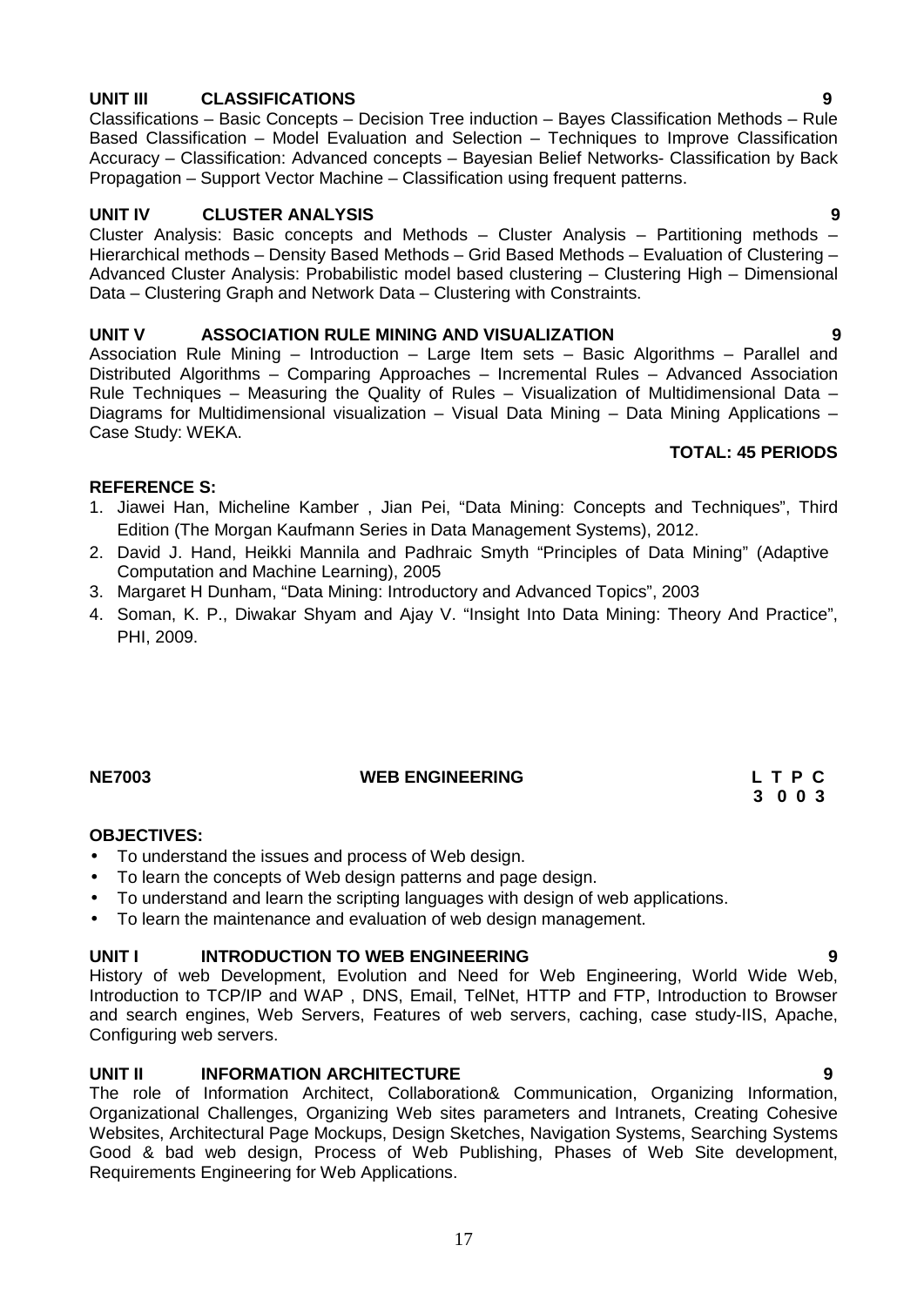**UNIT III CLASSIFICATIONS 9**

Classifications – Basic Concepts – Decision Tree induction – Bayes Classification Methods – Rule Based Classification – Model Evaluation and Selection – Techniques to Improve Classification Accuracy – Classification: Advanced concepts – Bayesian Belief Networks- Classification by Back Propagation – Support Vector Machine – Classification using frequent patterns.

**UNIT IV CLUSTER ANALYSIS 9**

Cluster Analysis: Basic concepts and Methods – Cluster Analysis – Partitioning methods – Hierarchical methods – Density Based Methods – Grid Based Methods – Evaluation of Clustering – Advanced Cluster Analysis: Probabilistic model based clustering – Clustering High – Dimensional Data – Clustering Graph and Network Data – Clustering with Constraints.

**UNIT V ASSOCIATION RULE MINING AND VISUALIZATION 9**

Association Rule Mining – Introduction – Large Item sets – Basic Algorithms – Parallel and Distributed Algorithms – Comparing Approaches – Incremental Rules – Advanced Association Rule Techniques – Measuring the Quality of Rules – Visualization of Multidimensional Data – Diagrams for Multidimensional visualization – Visual Data Mining – Data Mining Applications – Case Study: WEKA.

**TOTAL: 45 PERIODS**

**REFERENCE S:**

1. Jiawei Han, Micheline Kamber , Jian Pei, "Data Mining: Concepts and Techniques", Third Edition (The Morgan Kaufmann Series in Data Management Systems), 2012.
2. David J. Hand, Heikki Mannila and Padhraic Smyth "Principles of Data Mining" (Adaptive Computation and Machine Learning), 2005
3. Margaret H Dunham, "Data Mining: Introductory and Advanced Topics", 2003
4. Soman, K. P., Diwakar Shyam and Ajay V. "Insight Into Data Mining: Theory And Practice", PHI, 2009.

**NE7003 WEB ENGINEERING L T P C**
**3 0 0 3**

**OBJECTIVES:**

- To understand the issues and process of Web design.
- To learn the concepts of Web design patterns and page design.
- To understand and learn the scripting languages with design of web applications.
- To learn the maintenance and evaluation of web design management.

**UNIT I INTRODUCTION TO WEB ENGINEERING 9**

History of web Development, Evolution and Need for Web Engineering, World Wide Web, Introduction to TCP/IP and WAP , DNS, Email, TelNet, HTTP and FTP, Introduction to Browser and search engines, Web Servers, Features of web servers, caching, case study-IIS, Apache, Configuring web servers.

**UNIT II INFORMATION ARCHITECTURE 9**

The role of Information Architect, Collaboration& Communication, Organizing Information, Organizational Challenges, Organizing Web sites parameters and Intranets, Creating Cohesive Websites, Architectural Page Mockups, Design Sketches, Navigation Systems, Searching Systems Good & bad web design, Process of Web Publishing, Phases of Web Site development, Requirements Engineering for Web Applications.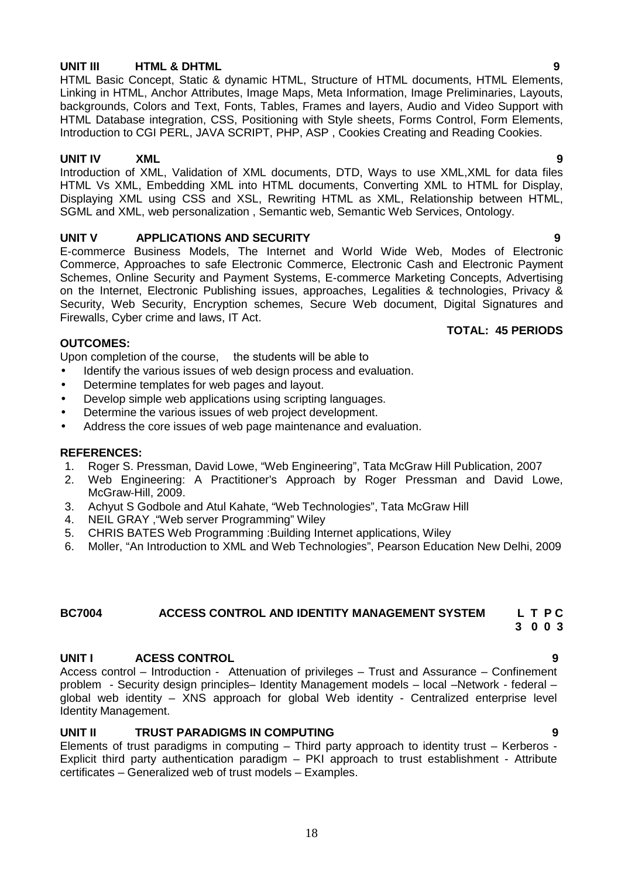**UNIT III HTML & DHTML 9**

HTML Basic Concept, Static & dynamic HTML, Structure of HTML documents, HTML Elements, Linking in HTML, Anchor Attributes, Image Maps, Meta Information, Image Preliminaries, Layouts, backgrounds, Colors and Text, Fonts, Tables, Frames and layers, Audio and Video Support with HTML Database integration, CSS, Positioning with Style sheets, Forms Control, Form Elements, Introduction to CGI PERL, JAVA SCRIPT, PHP, ASP , Cookies Creating and Reading Cookies.

**UNIT IV XML 9**

Introduction of XML, Validation of XML documents, DTD, Ways to use XML,XML for data files HTML Vs XML, Embedding XML into HTML documents, Converting XML to HTML for Display, Displaying XML using CSS and XSL, Rewriting HTML as XML, Relationship between HTML, SGML and XML, web personalization , Semantic web, Semantic Web Services, Ontology.

**UNIT V APPLICATIONS AND SECURITY 9**

E-commerce Business Models, The Internet and World Wide Web, Modes of Electronic Commerce, Approaches to safe Electronic Commerce, Electronic Cash and Electronic Payment Schemes, Online Security and Payment Systems, E-commerce Marketing Concepts, Advertising on the Internet, Electronic Publishing issues, approaches, Legalities & technologies, Privacy & Security, Web Security, Encryption schemes, Secure Web document, Digital Signatures and Firewalls, Cyber crime and laws, IT Act.

**TOTAL: 45 PERIODS**

**OUTCOMES:**

Upon completion of the course, the students will be able to

- Identify the various issues of web design process and evaluation.
- Determine templates for web pages and layout.
- Develop simple web applications using scripting languages.
- Determine the various issues of web project development.
- Address the core issues of web page maintenance and evaluation.

**REFERENCES:**

1. Roger S. Pressman, David Lowe, "Web Engineering", Tata McGraw Hill Publication, 2007
2. Web Engineering: A Practitioner's Approach by Roger Pressman and David Lowe, McGraw-Hill, 2009.
3. Achyut S Godbole and Atul Kahate, "Web Technologies", Tata McGraw Hill
4. NEIL GRAY ,"Web server Programming" Wiley
5. CHRIS BATES Web Programming :Building Internet applications, Wiley
6. Moller, "An Introduction to XML and Web Technologies", Pearson Education New Delhi, 2009

## BC7004 ACCESS CONTROL AND IDENTITY MANAGEMENT SYSTEM

| L | T | P | C |
|---|---|---|---|
| 3 | 0 | 0 | 3 |

**UNIT I ACESS CONTROL 9**

Access control – Introduction - Attenuation of privileges – Trust and Assurance – Confinement problem - Security design principles– Identity Management models – local –Network - federal – global web identity – XNS approach for global Web identity - Centralized enterprise level Identity Management.

**UNIT II TRUST PARADIGMS IN COMPUTING 9**

Elements of trust paradigms in computing – Third party approach to identity trust – Kerberos - Explicit third party authentication paradigm – PKI approach to trust establishment - Attribute certificates – Generalized web of trust models – Examples.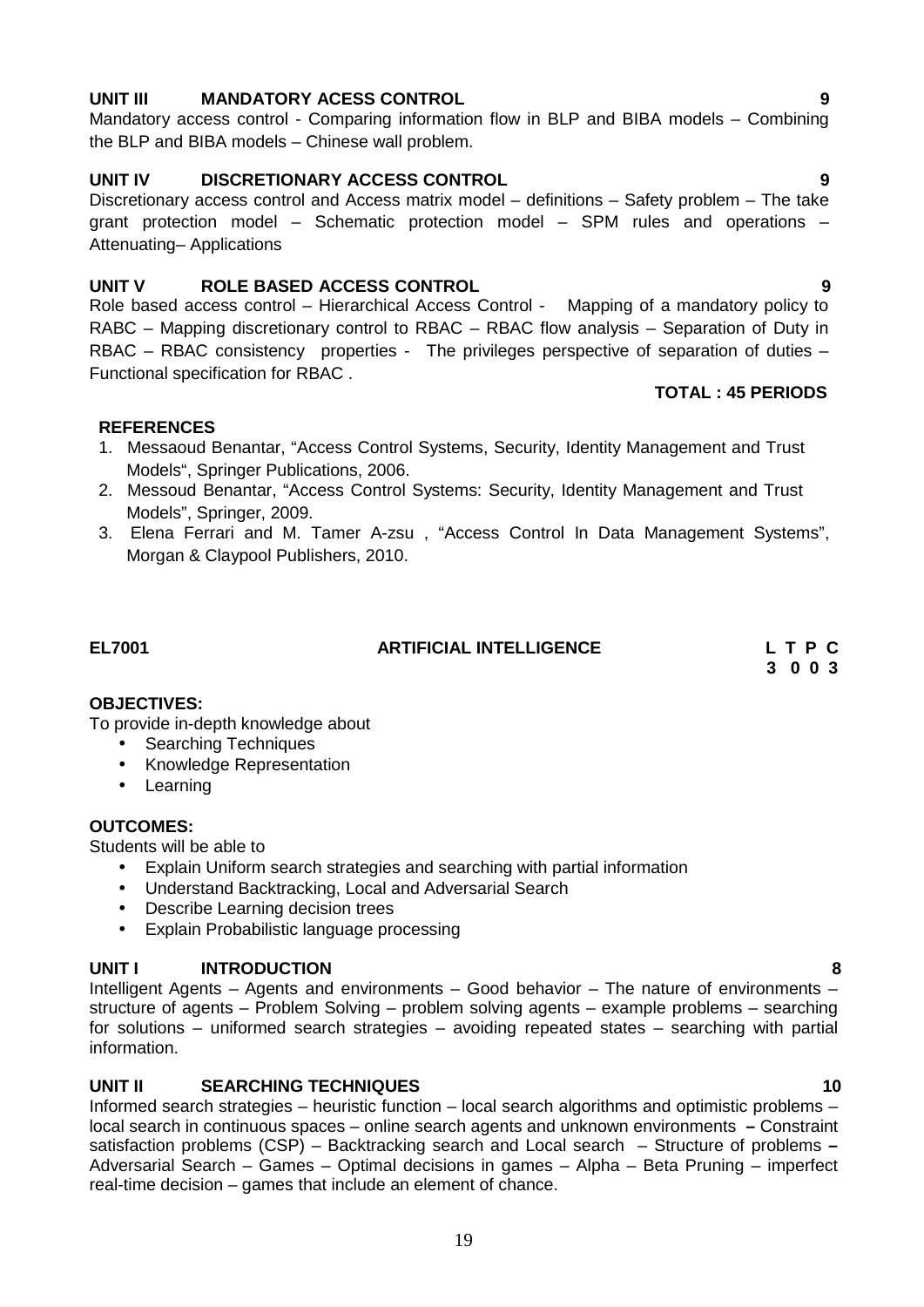**UNIT III MANDATORY ACESS CONTROL** **9**

Mandatory access control - Comparing information flow in BLP and BIBA models – Combining the BLP and BIBA models – Chinese wall problem.

**UNIT IV DISCRETIONARY ACCESS CONTROL** **9**

Discretionary access control and Access matrix model – definitions – Safety problem – The take grant protection model – Schematic protection model – SPM rules and operations – Attenuating– Applications

**UNIT V ROLE BASED ACCESS CONTROL** **9**

Role based access control – Hierarchical Access Control - Mapping of a mandatory policy to RABC – Mapping discretionary control to RBAC – RBAC flow analysis – Separation of Duty in RBAC – RBAC consistency properties - The privileges perspective of separation of duties – Functional specification for RBAC .

**TOTAL : 45 PERIODS**

**REFERENCES**

1. Messaoud Benantar, "Access Control Systems, Security, Identity Management and Trust Models", Springer Publications, 2006.
2. Messoud Benantar, "Access Control Systems: Security, Identity Management and Trust Models", Springer, 2009.
3. Elena Ferrari and M. Tamer A-zsu , "Access Control In Data Management Systems", Morgan & Claypool Publishers, 2010.

## EL7001 ARTIFICIAL INTELLIGENCE

| L | T | P | C |
|---|---|---|---|
| 3 | 0 | 0 | 3 |

**OBJECTIVES:**

To provide in-depth knowledge about

- Searching Techniques
- Knowledge Representation
- Learning

**OUTCOMES:**

Students will be able to

- Explain Uniform search strategies and searching with partial information
- Understand Backtracking, Local and Adversarial Search
- Describe Learning decision trees
- Explain Probabilistic language processing

**UNIT I INTRODUCTION** **8**

Intelligent Agents – Agents and environments – Good behavior – The nature of environments – structure of agents – Problem Solving – problem solving agents – example problems – searching for solutions – uniformed search strategies – avoiding repeated states – searching with partial information.

**UNIT II SEARCHING TECHNIQUES** **10**

Informed search strategies – heuristic function – local search algorithms and optimistic problems – local search in continuous spaces – online search agents and unknown environments – Constraint satisfaction problems (CSP) – Backtracking search and Local search – Structure of problems – Adversarial Search – Games – Optimal decisions in games – Alpha – Beta Pruning – imperfect real-time decision – games that include an element of chance.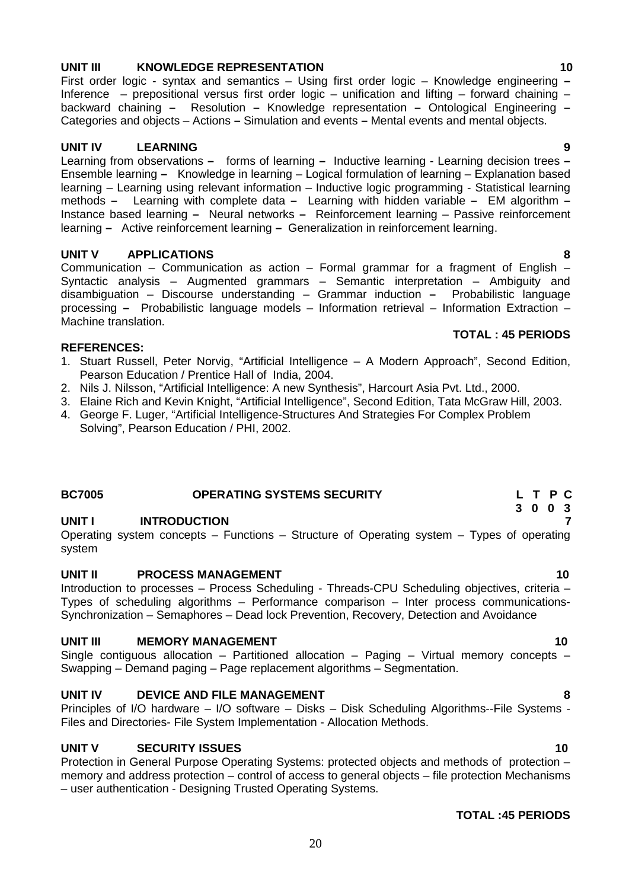### UNIT III KNOWLEDGE REPRESENTATION 10

First order logic - syntax and semantics – Using first order logic – Knowledge engineering – Inference – prepositional versus first order logic – unification and lifting – forward chaining – backward chaining – Resolution – Knowledge representation – Ontological Engineering – Categories and objects – Actions – Simulation and events – Mental events and mental objects.

### UNIT IV LEARNING 9

Learning from observations – forms of learning – Inductive learning - Learning decision trees – Ensemble learning – Knowledge in learning – Logical formulation of learning – Explanation based learning – Learning using relevant information – Inductive logic programming - Statistical learning methods – Learning with complete data – Learning with hidden variable – EM algorithm – Instance based learning – Neural networks – Reinforcement learning – Passive reinforcement learning – Active reinforcement learning – Generalization in reinforcement learning.

### UNIT V APPLICATIONS 8

Communication – Communication as action – Formal grammar for a fragment of English – Syntactic analysis – Augmented grammars – Semantic interpretation – Ambiguity and disambiguation – Discourse understanding – Grammar induction – Probabilistic language processing – Probabilistic language models – Information retrieval – Information Extraction – Machine translation.

**TOTAL : 45 PERIODS**

**REFERENCES:**

1. Stuart Russell, Peter Norvig, "Artificial Intelligence – A Modern Approach", Second Edition, Pearson Education / Prentice Hall of India, 2004.
2. Nils J. Nilsson, "Artificial Intelligence: A new Synthesis", Harcourt Asia Pvt. Ltd., 2000.
3. Elaine Rich and Kevin Knight, "Artificial Intelligence", Second Edition, Tata McGraw Hill, 2003.
4. George F. Luger, "Artificial Intelligence-Structures And Strategies For Complex Problem Solving", Pearson Education / PHI, 2002.

## BC7005 OPERATING SYSTEMS SECURITY

| L | T | P | C |
|---|---|---|---|
| 3 | 0 | 0 | 3 |

### UNIT I INTRODUCTION 7

Operating system concepts – Functions – Structure of Operating system – Types of operating system

### UNIT II PROCESS MANAGEMENT 10

Introduction to processes – Process Scheduling - Threads-CPU Scheduling objectives, criteria – Types of scheduling algorithms – Performance comparison – Inter process communications-Synchronization – Semaphores – Dead lock Prevention, Recovery, Detection and Avoidance

### UNIT III MEMORY MANAGEMENT 10

Single contiguous allocation – Partitioned allocation – Paging – Virtual memory concepts – Swapping – Demand paging – Page replacement algorithms – Segmentation.

### UNIT IV DEVICE AND FILE MANAGEMENT 8

Principles of I/O hardware – I/O software – Disks – Disk Scheduling Algorithms--File Systems - Files and Directories- File System Implementation - Allocation Methods.

### UNIT V SECURITY ISSUES 10

Protection in General Purpose Operating Systems: protected objects and methods of protection – memory and address protection – control of access to general objects – file protection Mechanisms – user authentication - Designing Trusted Operating Systems.

**TOTAL :45 PERIODS**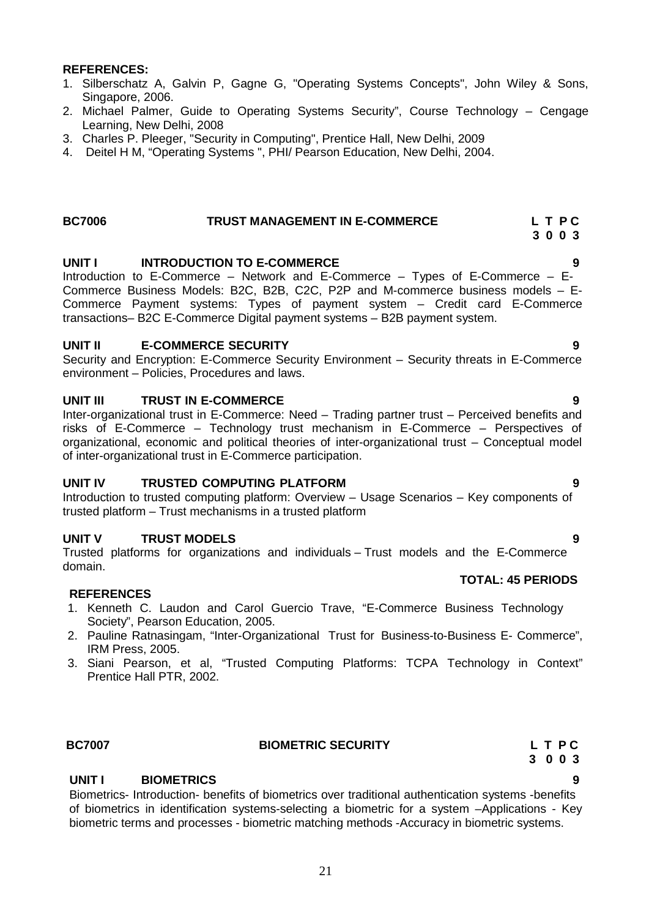**REFERENCES:**

1. Silberschatz A, Galvin P, Gagne G, "Operating Systems Concepts", John Wiley & Sons, Singapore, 2006.
2. Michael Palmer, Guide to Operating Systems Security", Course Technology – Cengage Learning, New Delhi, 2008
3. Charles P. Pleeger, "Security in Computing", Prentice Hall, New Delhi, 2009
4. Deitel H M, "Operating Systems ", PHI/ Pearson Education, New Delhi, 2004.

## BC7006 TRUST MANAGEMENT IN E-COMMERCE

**L T P C**
**3 0 0 3**

**UNIT I INTRODUCTION TO E-COMMERCE 9**

Introduction to E-Commerce – Network and E-Commerce – Types of E-Commerce – E-Commerce Business Models: B2C, B2B, C2C, P2P and M-commerce business models – E-Commerce Payment systems: Types of payment system – Credit card E-Commerce transactions– B2C E-Commerce Digital payment systems – B2B payment system.

**UNIT II E-COMMERCE SECURITY 9**

Security and Encryption: E-Commerce Security Environment – Security threats in E-Commerce environment – Policies, Procedures and laws.

**UNIT III TRUST IN E-COMMERCE 9**

Inter-organizational trust in E-Commerce: Need – Trading partner trust – Perceived benefits and risks of E-Commerce – Technology trust mechanism in E-Commerce – Perspectives of organizational, economic and political theories of inter-organizational trust – Conceptual model of inter-organizational trust in E-Commerce participation.

**UNIT IV TRUSTED COMPUTING PLATFORM 9**

Introduction to trusted computing platform: Overview – Usage Scenarios – Key components of trusted platform – Trust mechanisms in a trusted platform

**UNIT V TRUST MODELS 9**

Trusted platforms for organizations and individuals – Trust models and the E-Commerce domain.

**TOTAL: 45 PERIODS**

**REFERENCES**

1. Kenneth C. Laudon and Carol Guercio Trave, "E-Commerce Business Technology Society", Pearson Education, 2005.
2. Pauline Ratnasingam, "Inter-Organizational Trust for Business-to-Business E- Commerce", IRM Press, 2005.
3. Siani Pearson, et al, "Trusted Computing Platforms: TCPA Technology in Context" Prentice Hall PTR, 2002.

## BC7007 BIOMETRIC SECURITY

**L T P C**
**3 0 0 3**

**UNIT I BIOMETRICS 9**

Biometrics- Introduction- benefits of biometrics over traditional authentication systems -benefits of biometrics in identification systems-selecting a biometric for a system –Applications - Key biometric terms and processes - biometric matching methods -Accuracy in biometric systems.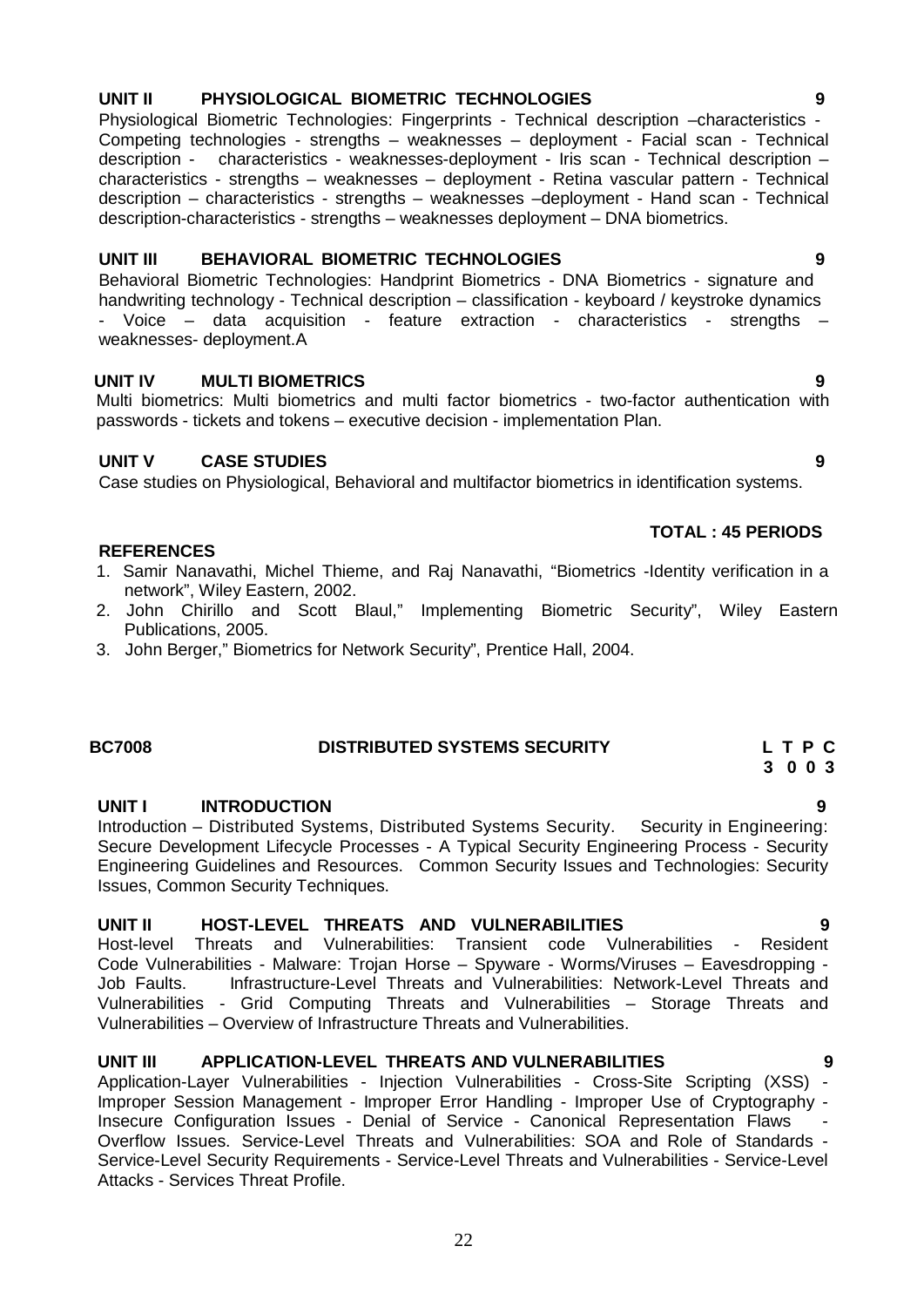**UNIT II PHYSIOLOGICAL BIOMETRIC TECHNOLOGIES 9**

Physiological Biometric Technologies: Fingerprints - Technical description –characteristics - Competing technologies - strengths – weaknesses – deployment - Facial scan - Technical description - characteristics - weaknesses-deployment - Iris scan - Technical description – characteristics - strengths – weaknesses – deployment - Retina vascular pattern - Technical description – characteristics - strengths – weaknesses –deployment - Hand scan - Technical description-characteristics - strengths – weaknesses deployment – DNA biometrics.

**UNIT III BEHAVIORAL BIOMETRIC TECHNOLOGIES 9**

Behavioral Biometric Technologies: Handprint Biometrics - DNA Biometrics - signature and handwriting technology - Technical description – classification - keyboard / keystroke dynamics - Voice – data acquisition - feature extraction - characteristics - strengths – weaknesses- deployment.A

**UNIT IV MULTI BIOMETRICS 9**

Multi biometrics: Multi biometrics and multi factor biometrics - two-factor authentication with passwords - tickets and tokens – executive decision - implementation Plan.

**UNIT V CASE STUDIES 9**

Case studies on Physiological, Behavioral and multifactor biometrics in identification systems.

**TOTAL : 45 PERIODS**

**REFERENCES**

1. Samir Nanavathi, Michel Thieme, and Raj Nanavathi, "Biometrics -Identity verification in a network", Wiley Eastern, 2002.
2. John Chirillo and Scott Blaul," Implementing Biometric Security", Wiley Eastern Publications, 2005.
3. John Berger," Biometrics for Network Security", Prentice Hall, 2004.

## BC7008 DISTRIBUTED SYSTEMS SECURITY

| L | T | P | C |
|---|---|---|---|
| 3 | 0 | 0 | 3 |

**UNIT I INTRODUCTION 9**

Introduction – Distributed Systems, Distributed Systems Security. Security in Engineering: Secure Development Lifecycle Processes - A Typical Security Engineering Process - Security Engineering Guidelines and Resources. Common Security Issues and Technologies: Security Issues, Common Security Techniques.

**UNIT II HOST-LEVEL THREATS AND VULNERABILITIES 9**

Host-level Threats and Vulnerabilities: Transient code Vulnerabilities - Resident Code Vulnerabilities - Malware: Trojan Horse – Spyware - Worms/Viruses – Eavesdropping - Job Faults. Infrastructure-Level Threats and Vulnerabilities: Network-Level Threats and Vulnerabilities - Grid Computing Threats and Vulnerabilities – Storage Threats and Vulnerabilities – Overview of Infrastructure Threats and Vulnerabilities.

**UNIT III APPLICATION-LEVEL THREATS AND VULNERABILITIES 9**

Application-Layer Vulnerabilities - Injection Vulnerabilities - Cross-Site Scripting (XSS) - Improper Session Management - Improper Error Handling - Improper Use of Cryptography - Insecure Configuration Issues - Denial of Service - Canonical Representation Flaws - Overflow Issues. Service-Level Threats and Vulnerabilities: SOA and Role of Standards - Service-Level Security Requirements - Service-Level Threats and Vulnerabilities - Service-Level Attacks - Services Threat Profile.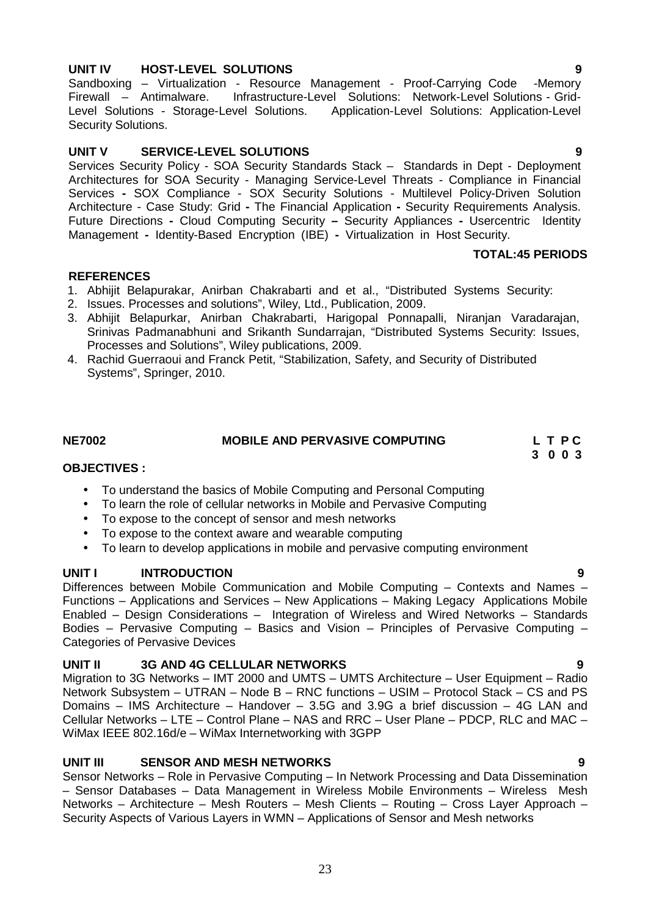**UNIT IV HOST-LEVEL SOLUTIONS** **9**

Sandboxing – Virtualization - Resource Management - Proof-Carrying Code -Memory Firewall – Antimalware. Infrastructure-Level Solutions: Network-Level Solutions - Grid-Level Solutions - Storage-Level Solutions. Application-Level Solutions: Application-Level Security Solutions.

**UNIT V SERVICE-LEVEL SOLUTIONS** **9**

Services Security Policy - SOA Security Standards Stack – Standards in Dept - Deployment Architectures for SOA Security - Managing Service-Level Threats - Compliance in Financial Services **-** SOX Compliance - SOX Security Solutions - Multilevel Policy-Driven Solution Architecture - Case Study: Grid **-** The Financial Application **-** Security Requirements Analysis. Future Directions **-** Cloud Computing Security **–** Security Appliances **-** Usercentric Identity Management **-** Identity-Based Encryption (IBE) **-** Virtualization in Host Security.

**TOTAL:45 PERIODS**

**REFERENCES**

1. Abhijit Belapurakar, Anirban Chakrabarti and et al., "Distributed Systems Security:
2. Issues. Processes and solutions", Wiley, Ltd., Publication, 2009.
3. Abhijit Belapurkar, Anirban Chakrabarti, Harigopal Ponnapalli, Niranjan Varadarajan, Srinivas Padmanabhuni and Srikanth Sundarrajan, "Distributed Systems Security: Issues, Processes and Solutions", Wiley publications, 2009.
4. Rachid Guerraoui and Franck Petit, "Stabilization, Safety, and Security of Distributed Systems", Springer, 2010.

## NE7002 MOBILE AND PERVASIVE COMPUTING

**L T P C**
**3 0 0 3**

**OBJECTIVES :**

- To understand the basics of Mobile Computing and Personal Computing
- To learn the role of cellular networks in Mobile and Pervasive Computing
- To expose to the concept of sensor and mesh networks
- To expose to the context aware and wearable computing
- To learn to develop applications in mobile and pervasive computing environment

**UNIT I INTRODUCTION** **9**

Differences between Mobile Communication and Mobile Computing – Contexts and Names – Functions – Applications and Services – New Applications – Making Legacy Applications Mobile Enabled – Design Considerations – Integration of Wireless and Wired Networks – Standards Bodies – Pervasive Computing – Basics and Vision – Principles of Pervasive Computing – Categories of Pervasive Devices

**UNIT II 3G AND 4G CELLULAR NETWORKS** **9**

Migration to 3G Networks – IMT 2000 and UMTS – UMTS Architecture – User Equipment – Radio Network Subsystem – UTRAN – Node B – RNC functions – USIM – Protocol Stack – CS and PS Domains – IMS Architecture – Handover – 3.5G and 3.9G a brief discussion – 4G LAN and Cellular Networks – LTE – Control Plane – NAS and RRC – User Plane – PDCP, RLC and MAC – WiMax IEEE 802.16d/e – WiMax Internetworking with 3GPP

**UNIT III SENSOR AND MESH NETWORKS** **9**

Sensor Networks – Role in Pervasive Computing – In Network Processing and Data Dissemination – Sensor Databases – Data Management in Wireless Mobile Environments – Wireless Mesh Networks – Architecture – Mesh Routers – Mesh Clients – Routing – Cross Layer Approach – Security Aspects of Various Layers in WMN – Applications of Sensor and Mesh networks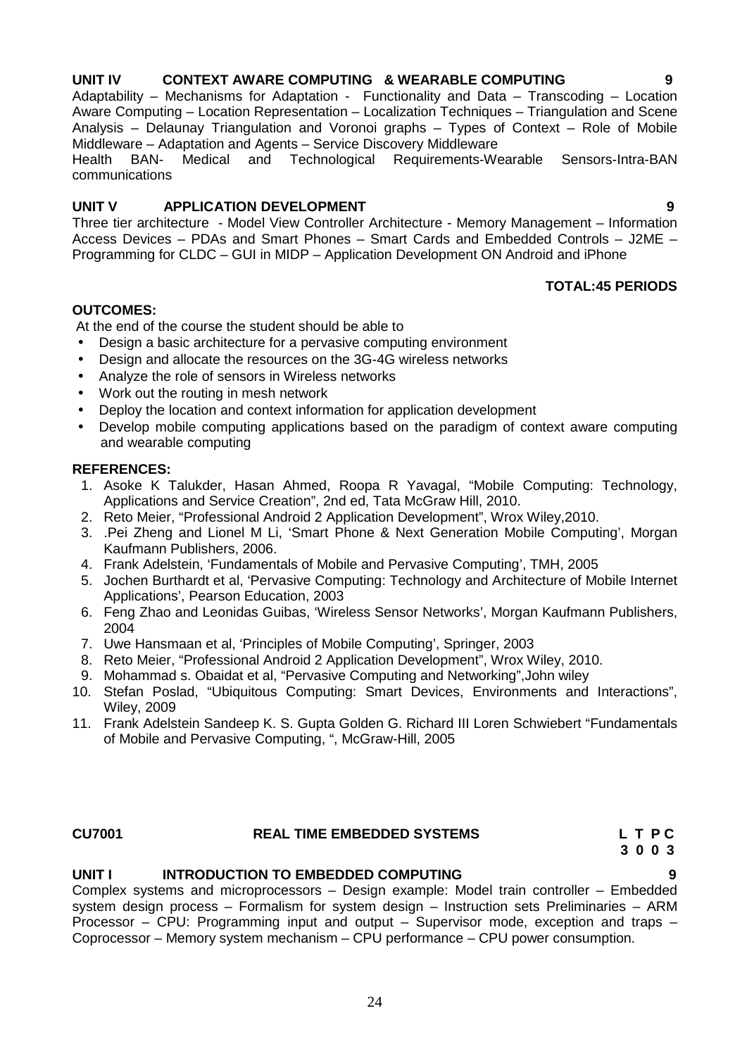### UNIT IV CONTEXT AWARE COMPUTING & WEARABLE COMPUTING 9

Adaptability – Mechanisms for Adaptation - Functionality and Data – Transcoding – Location Aware Computing – Location Representation – Localization Techniques – Triangulation and Scene Analysis – Delaunay Triangulation and Voronoi graphs – Types of Context – Role of Mobile Middleware – Adaptation and Agents – Service Discovery Middleware

Health BAN- Medical and Technological Requirements-Wearable Sensors-Intra-BAN communications

### UNIT V APPLICATION DEVELOPMENT 9

Three tier architecture - Model View Controller Architecture - Memory Management – Information Access Devices – PDAs and Smart Phones – Smart Cards and Embedded Controls – J2ME – Programming for CLDC – GUI in MIDP – Application Development ON Android and iPhone

**TOTAL:45 PERIODS**

**OUTCOMES:**

At the end of the course the student should be able to

- Design a basic architecture for a pervasive computing environment
- Design and allocate the resources on the 3G-4G wireless networks
- Analyze the role of sensors in Wireless networks
- Work out the routing in mesh network
- Deploy the location and context information for application development
- Develop mobile computing applications based on the paradigm of context aware computing and wearable computing

**REFERENCES:**

1. Asoke K Talukder, Hasan Ahmed, Roopa R Yavagal, "Mobile Computing: Technology, Applications and Service Creation", 2nd ed, Tata McGraw Hill, 2010.
2. Reto Meier, "Professional Android 2 Application Development", Wrox Wiley,2010.
3. .Pei Zheng and Lionel M Li, 'Smart Phone & Next Generation Mobile Computing', Morgan Kaufmann Publishers, 2006.
4. Frank Adelstein, 'Fundamentals of Mobile and Pervasive Computing', TMH, 2005
5. Jochen Burthardt et al, 'Pervasive Computing: Technology and Architecture of Mobile Internet Applications', Pearson Education, 2003
6. Feng Zhao and Leonidas Guibas, 'Wireless Sensor Networks', Morgan Kaufmann Publishers, 2004
7. Uwe Hansmaan et al, 'Principles of Mobile Computing', Springer, 2003
8. Reto Meier, "Professional Android 2 Application Development", Wrox Wiley, 2010.
9. Mohammad s. Obaidat et al, "Pervasive Computing and Networking",John wiley
10. Stefan Poslad, "Ubiquitous Computing: Smart Devices, Environments and Interactions", Wiley, 2009
11. Frank Adelstein Sandeep K. S. Gupta Golden G. Richard III Loren Schwiebert "Fundamentals of Mobile and Pervasive Computing, ", McGraw-Hill, 2005

## CU7001 REAL TIME EMBEDDED SYSTEMS

| L | T | P | C |
|---|---|---|---|
| 3 | 0 | 0 | 3 |

### UNIT I INTRODUCTION TO EMBEDDED COMPUTING 9

Complex systems and microprocessors – Design example: Model train controller – Embedded system design process – Formalism for system design – Instruction sets Preliminaries – ARM Processor – CPU: Programming input and output – Supervisor mode, exception and traps – Coprocessor – Memory system mechanism – CPU performance – CPU power consumption.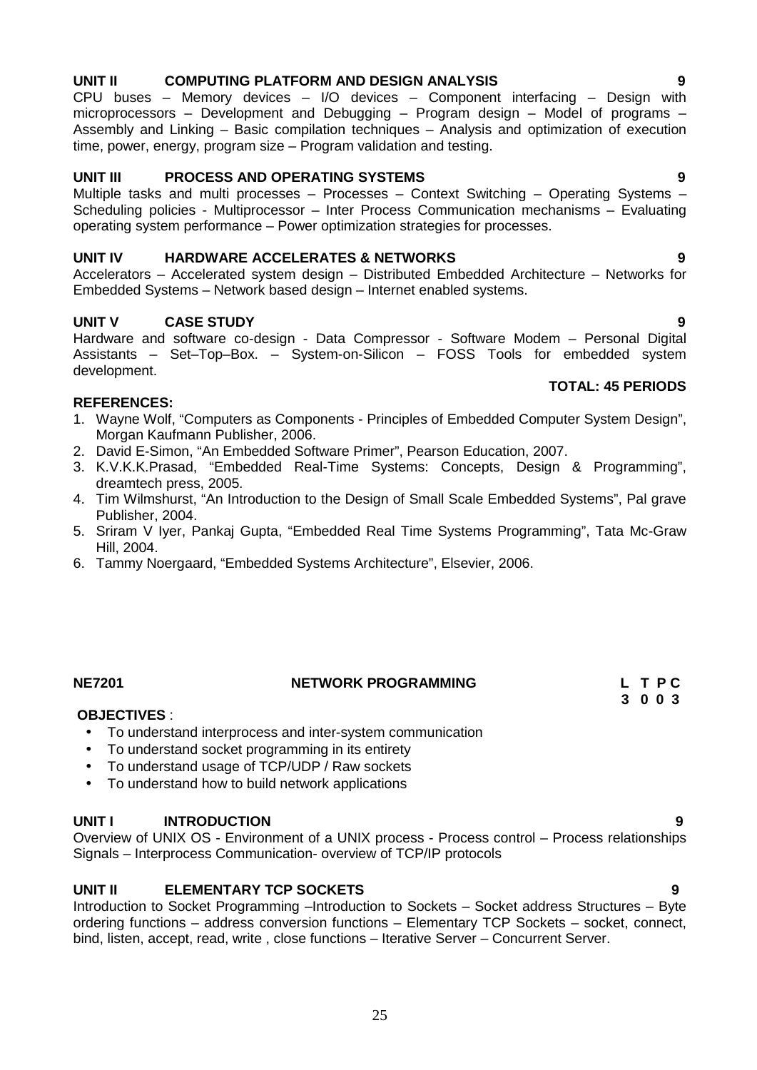**UNIT II COMPUTING PLATFORM AND DESIGN ANALYSIS 9**

CPU buses – Memory devices – I/O devices – Component interfacing – Design with microprocessors – Development and Debugging – Program design – Model of programs – Assembly and Linking – Basic compilation techniques – Analysis and optimization of execution time, power, energy, program size – Program validation and testing.

**UNIT III PROCESS AND OPERATING SYSTEMS 9**

Multiple tasks and multi processes – Processes – Context Switching – Operating Systems – Scheduling policies - Multiprocessor – Inter Process Communication mechanisms – Evaluating operating system performance – Power optimization strategies for processes.

**UNIT IV HARDWARE ACCELERATES & NETWORKS 9**

Accelerators – Accelerated system design – Distributed Embedded Architecture – Networks for Embedded Systems – Network based design – Internet enabled systems.

**UNIT V CASE STUDY 9**

Hardware and software co-design - Data Compressor - Software Modem – Personal Digital Assistants – Set–Top–Box. – System-on-Silicon – FOSS Tools for embedded system development.

**TOTAL: 45 PERIODS**

**REFERENCES:**

1. Wayne Wolf, "Computers as Components - Principles of Embedded Computer System Design", Morgan Kaufmann Publisher, 2006.
2. David E-Simon, "An Embedded Software Primer", Pearson Education, 2007.
3. K.V.K.K.Prasad, "Embedded Real-Time Systems: Concepts, Design & Programming", dreamtech press, 2005.
4. Tim Wilmshurst, "An Introduction to the Design of Small Scale Embedded Systems", Pal grave Publisher, 2004.
5. Sriram V Iyer, Pankaj Gupta, "Embedded Real Time Systems Programming", Tata Mc-Graw Hill, 2004.
6. Tammy Noergaard, "Embedded Systems Architecture", Elsevier, 2006.

**NE7201 NETWORK PROGRAMMING**

| L | T | P | C |
|---|---|---|---|
| 3 | 0 | 0 | 3 |

**OBJECTIVES** :

- To understand interprocess and inter-system communication
- To understand socket programming in its entirety
- To understand usage of TCP/UDP / Raw sockets
- To understand how to build network applications

**UNIT I INTRODUCTION 9**

Overview of UNIX OS - Environment of a UNIX process - Process control – Process relationships Signals – Interprocess Communication- overview of TCP/IP protocols

**UNIT II ELEMENTARY TCP SOCKETS 9**

Introduction to Socket Programming –Introduction to Sockets – Socket address Structures – Byte ordering functions – address conversion functions – Elementary TCP Sockets – socket, connect, bind, listen, accept, read, write , close functions – Iterative Server – Concurrent Server.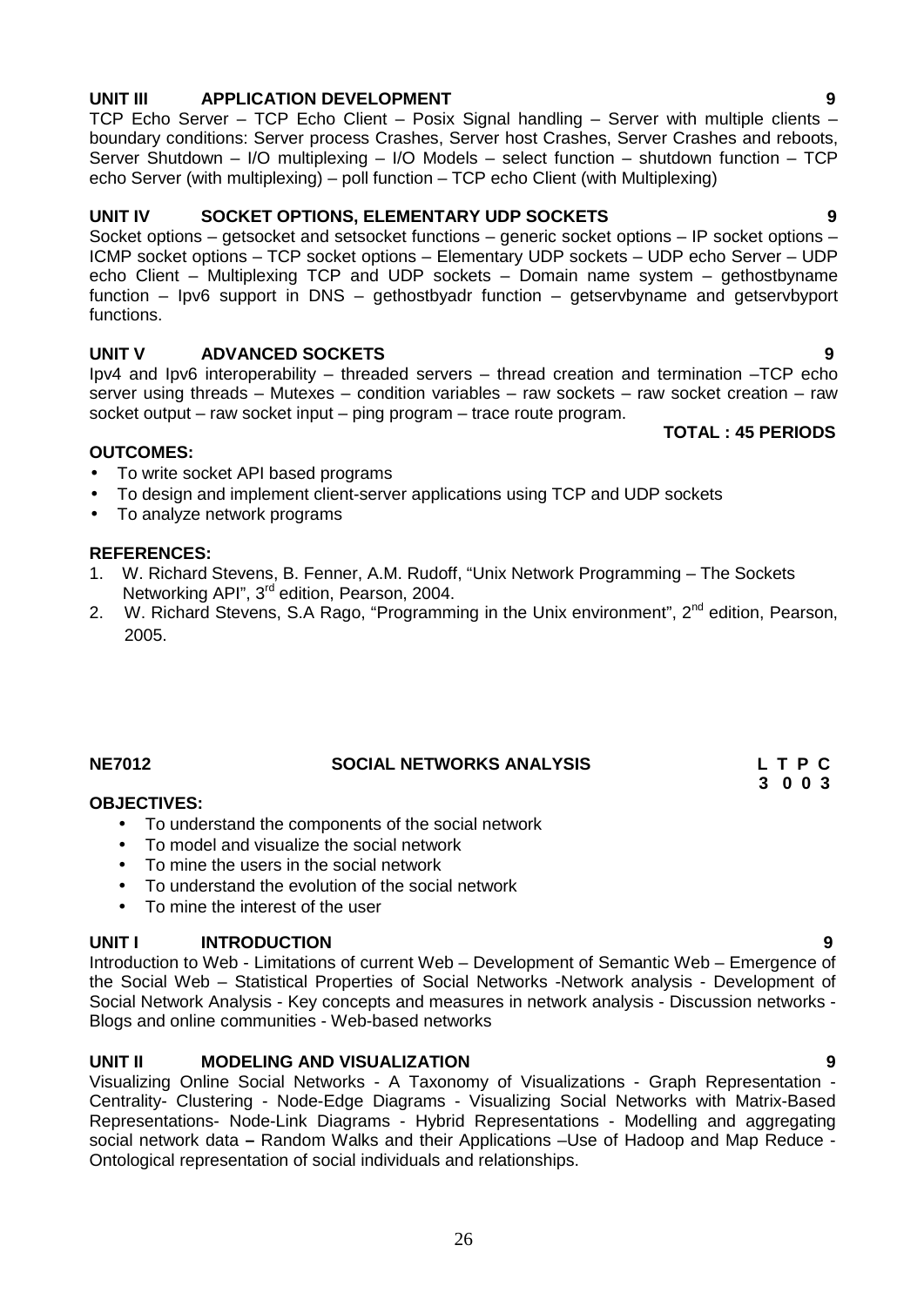**UNIT III APPLICATION DEVELOPMENT 9**

TCP Echo Server – TCP Echo Client – Posix Signal handling – Server with multiple clients – boundary conditions: Server process Crashes, Server host Crashes, Server Crashes and reboots, Server Shutdown – I/O multiplexing – I/O Models – select function – shutdown function – TCP echo Server (with multiplexing) – poll function – TCP echo Client (with Multiplexing)

**UNIT IV SOCKET OPTIONS, ELEMENTARY UDP SOCKETS 9**

Socket options – getsocket and setsocket functions – generic socket options – IP socket options – ICMP socket options – TCP socket options – Elementary UDP sockets – UDP echo Server – UDP echo Client – Multiplexing TCP and UDP sockets – Domain name system – gethostbyname function – Ipv6 support in DNS – gethostbyadr function – getservbyname and getservbyport functions.

**UNIT V ADVANCED SOCKETS 9**

Ipv4 and Ipv6 interoperability – threaded servers – thread creation and termination –TCP echo server using threads – Mutexes – condition variables – raw sockets – raw socket creation – raw socket output – raw socket input – ping program – trace route program.

**TOTAL : 45 PERIODS**

**OUTCOMES:**

- To write socket API based programs
- To design and implement client-server applications using TCP and UDP sockets
- To analyze network programs

**REFERENCES:**

1. W. Richard Stevens, B. Fenner, A.M. Rudoff, "Unix Network Programming – The Sockets Networking API", 3rd edition, Pearson, 2004.
2. W. Richard Stevens, S.A Rago, "Programming in the Unix environment", 2nd edition, Pearson, 2005.

**NE7012 SOCIAL NETWORKS ANALYSIS**

| L | T | P | C |
|---|---|---|---|
| 3 | 0 | 0 | 3 |

**OBJECTIVES:**

- To understand the components of the social network
- To model and visualize the social network
- To mine the users in the social network
- To understand the evolution of the social network
- To mine the interest of the user

**UNIT I INTRODUCTION 9**

Introduction to Web - Limitations of current Web – Development of Semantic Web – Emergence of the Social Web – Statistical Properties of Social Networks -Network analysis - Development of Social Network Analysis - Key concepts and measures in network analysis - Discussion networks - Blogs and online communities - Web-based networks

**UNIT II MODELING AND VISUALIZATION 9**

Visualizing Online Social Networks - A Taxonomy of Visualizations - Graph Representation - Centrality- Clustering - Node-Edge Diagrams - Visualizing Social Networks with Matrix-Based Representations- Node-Link Diagrams - Hybrid Representations - Modelling and aggregating social network data **–** Random Walks and their Applications –Use of Hadoop and Map Reduce - Ontological representation of social individuals and relationships.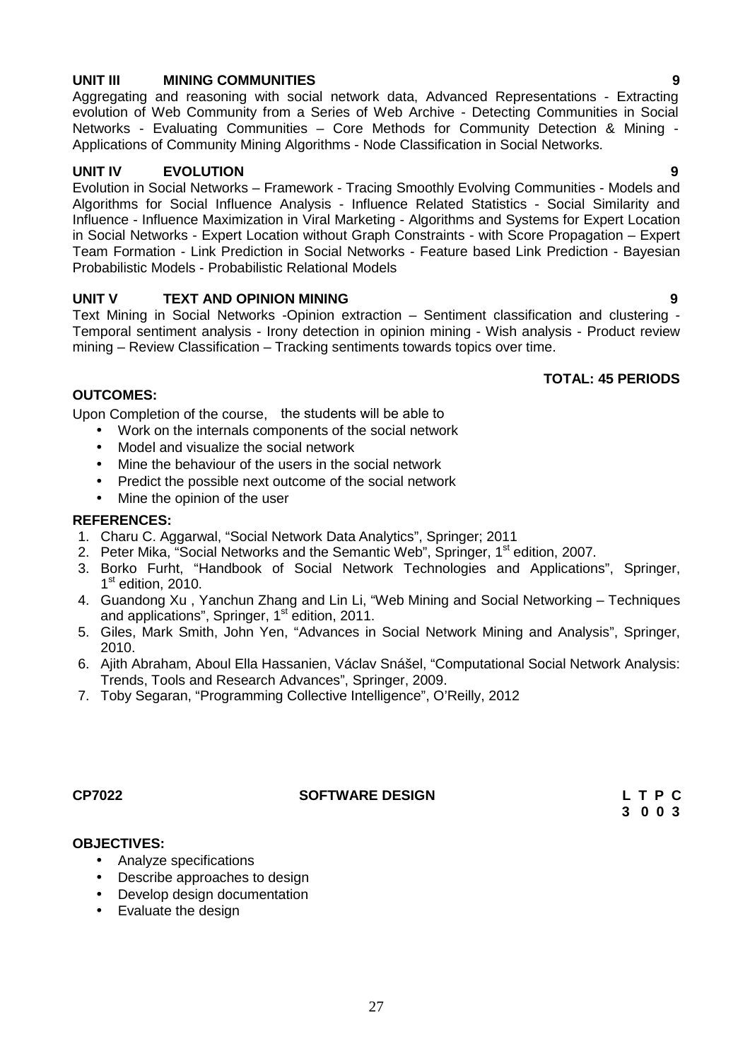**UNIT III MINING COMMUNITIES 9**

Aggregating and reasoning with social network data, Advanced Representations - Extracting evolution of Web Community from a Series of Web Archive - Detecting Communities in Social Networks - Evaluating Communities – Core Methods for Community Detection & Mining - Applications of Community Mining Algorithms - Node Classification in Social Networks.

**UNIT IV EVOLUTION 9**

Evolution in Social Networks – Framework - Tracing Smoothly Evolving Communities - Models and Algorithms for Social Influence Analysis - Influence Related Statistics - Social Similarity and Influence - Influence Maximization in Viral Marketing - Algorithms and Systems for Expert Location in Social Networks - Expert Location without Graph Constraints - with Score Propagation – Expert Team Formation - Link Prediction in Social Networks - Feature based Link Prediction - Bayesian Probabilistic Models - Probabilistic Relational Models

**UNIT V TEXT AND OPINION MINING 9**

Text Mining in Social Networks -Opinion extraction – Sentiment classification and clustering - Temporal sentiment analysis - Irony detection in opinion mining - Wish analysis - Product review mining – Review Classification – Tracking sentiments towards topics over time.

**TOTAL: 45 PERIODS**

**OUTCOMES:**

Upon Completion of the course, the students will be able to

- Work on the internals components of the social network
- Model and visualize the social network
- Mine the behaviour of the users in the social network
- Predict the possible next outcome of the social network
- Mine the opinion of the user

**REFERENCES:**

1. Charu C. Aggarwal, "Social Network Data Analytics", Springer; 2011
2. Peter Mika, "Social Networks and the Semantic Web", Springer, 1st edition, 2007.
3. Borko Furht, "Handbook of Social Network Technologies and Applications", Springer, 1st edition, 2010.
4. Guandong Xu , Yanchun Zhang and Lin Li, "Web Mining and Social Networking – Techniques and applications", Springer, 1st edition, 2011.
5. Giles, Mark Smith, John Yen, "Advances in Social Network Mining and Analysis", Springer, 2010.
6. Ajith Abraham, Aboul Ella Hassanien, Václav Snášel, "Computational Social Network Analysis: Trends, Tools and Research Advances", Springer, 2009.
7. Toby Segaran, "Programming Collective Intelligence", O'Reilly, 2012

**CP7022 SOFTWARE DESIGN**

| L | T | P | C |
|---|---|---|---|
| 3 | 0 | 0 | 3 |

**OBJECTIVES:**

- Analyze specifications
- Describe approaches to design
- Develop design documentation
- Evaluate the design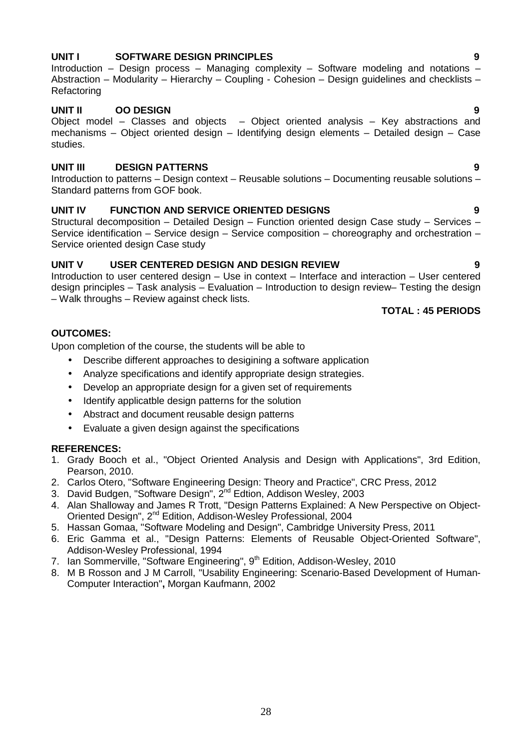**UNIT I SOFTWARE DESIGN PRINCIPLES 9**

Introduction – Design process – Managing complexity – Software modeling and notations – Abstraction – Modularity – Hierarchy – Coupling - Cohesion – Design guidelines and checklists – Refactoring

**UNIT II OO DESIGN 9**

Object model – Classes and objects – Object oriented analysis – Key abstractions and mechanisms – Object oriented design – Identifying design elements – Detailed design – Case studies.

**UNIT III DESIGN PATTERNS 9**

Introduction to patterns – Design context – Reusable solutions – Documenting reusable solutions – Standard patterns from GOF book.

**UNIT IV FUNCTION AND SERVICE ORIENTED DESIGNS 9**

Structural decomposition – Detailed Design – Function oriented design Case study – Services – Service identification – Service design – Service composition – choreography and orchestration – Service oriented design Case study

**UNIT V USER CENTERED DESIGN AND DESIGN REVIEW 9**

Introduction to user centered design – Use in context – Interface and interaction – User centered design principles – Task analysis – Evaluation – Introduction to design review– Testing the design – Walk throughs – Review against check lists.

**TOTAL : 45 PERIODS**

**OUTCOMES:**

Upon completion of the course, the students will be able to

- Describe different approaches to desigining a software application
- Analyze specifications and identify appropriate design strategies.
- Develop an appropriate design for a given set of requirements
- Identify applicatble design patterns for the solution
- Abstract and document reusable design patterns
- Evaluate a given design against the specifications

**REFERENCES:**

1. Grady Booch et al., "Object Oriented Analysis and Design with Applications", 3rd Edition, Pearson, 2010.
2. Carlos Otero, "Software Engineering Design: Theory and Practice", CRC Press, 2012
3. David Budgen, "Software Design", 2nd Edtion, Addison Wesley, 2003
4. Alan Shalloway and James R Trott, "Design Patterns Explained: A New Perspective on Object-Oriented Design", 2nd Edition, Addison-Wesley Professional, 2004
5. Hassan Gomaa, "Software Modeling and Design", Cambridge University Press, 2011
6. Eric Gamma et al., "Design Patterns: Elements of Reusable Object-Oriented Software", Addison-Wesley Professional, 1994
7. Ian Sommerville, "Software Engineering", 9th Edition, Addison-Wesley, 2010
8. M B Rosson and J M Carroll, "Usability Engineering: Scenario-Based Development of Human-Computer Interaction"**,** Morgan Kaufmann, 2002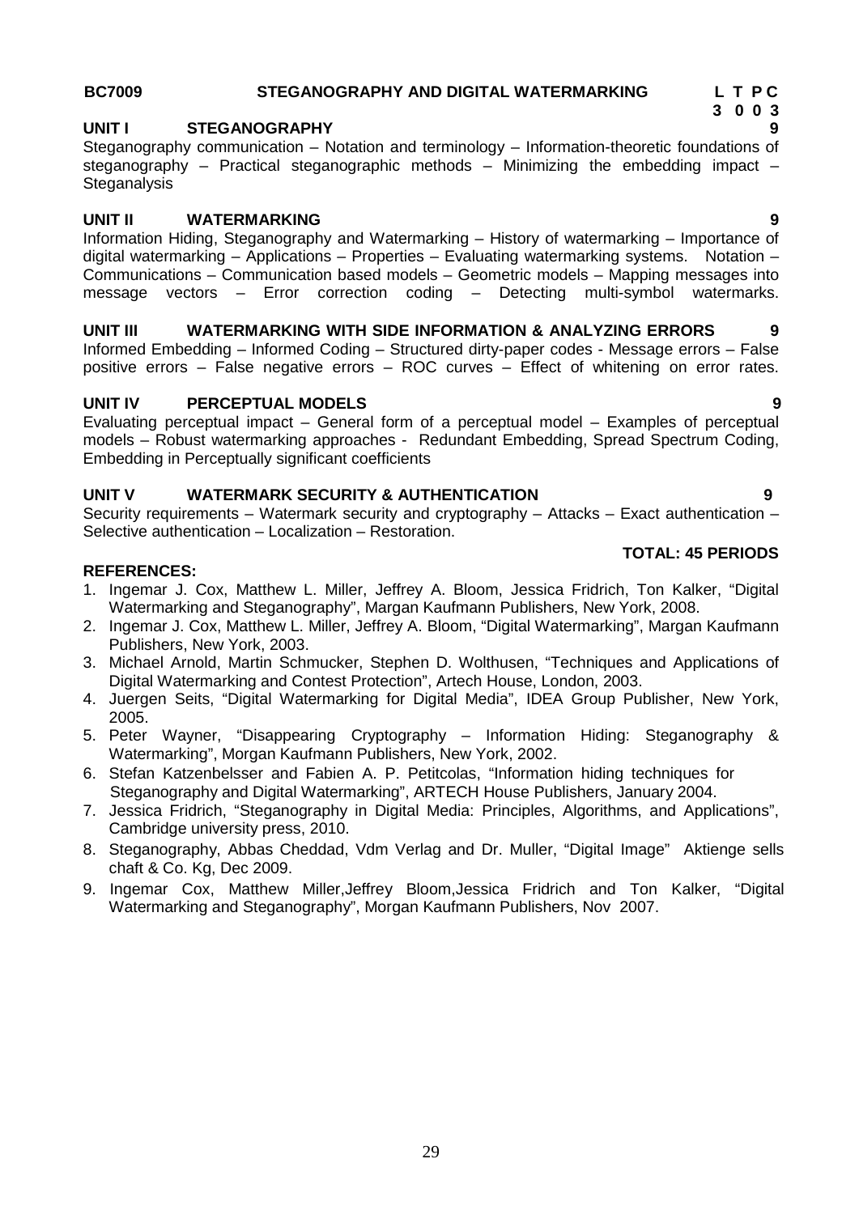**BC7009 STEGANOGRAPHY AND DIGITAL WATERMARKING**

| L | T | P | C |
|---|---|---|---|
| 3 | 0 | 0 | 3 |

**UNIT I STEGANOGRAPHY 9**

Steganography communication – Notation and terminology – Information-theoretic foundations of steganography – Practical steganographic methods – Minimizing the embedding impact – Steganalysis

**UNIT II WATERMARKING 9**

Information Hiding, Steganography and Watermarking – History of watermarking – Importance of digital watermarking – Applications – Properties – Evaluating watermarking systems. Notation – Communications – Communication based models – Geometric models – Mapping messages into message vectors – Error correction coding – Detecting multi-symbol watermarks.

**UNIT III WATERMARKING WITH SIDE INFORMATION & ANALYZING ERRORS 9**

Informed Embedding – Informed Coding – Structured dirty-paper codes - Message errors – False positive errors – False negative errors – ROC curves – Effect of whitening on error rates.

**UNIT IV PERCEPTUAL MODELS 9**

Evaluating perceptual impact – General form of a perceptual model – Examples of perceptual models – Robust watermarking approaches - Redundant Embedding, Spread Spectrum Coding, Embedding in Perceptually significant coefficients

**UNIT V WATERMARK SECURITY & AUTHENTICATION 9**

Security requirements – Watermark security and cryptography – Attacks – Exact authentication – Selective authentication – Localization – Restoration.

**TOTAL: 45 PERIODS**

**REFERENCES:**

1. Ingemar J. Cox, Matthew L. Miller, Jeffrey A. Bloom, Jessica Fridrich, Ton Kalker, "Digital Watermarking and Steganography", Margan Kaufmann Publishers, New York, 2008.
2. Ingemar J. Cox, Matthew L. Miller, Jeffrey A. Bloom, "Digital Watermarking", Margan Kaufmann Publishers, New York, 2003.
3. Michael Arnold, Martin Schmucker, Stephen D. Wolthusen, "Techniques and Applications of Digital Watermarking and Contest Protection", Artech House, London, 2003.
4. Juergen Seits, "Digital Watermarking for Digital Media", IDEA Group Publisher, New York, 2005.
5. Peter Wayner, "Disappearing Cryptography – Information Hiding: Steganography & Watermarking", Morgan Kaufmann Publishers, New York, 2002.
6. Stefan Katzenbelsser and Fabien A. P. Petitcolas, "Information hiding techniques for Steganography and Digital Watermarking", ARTECH House Publishers, January 2004.
7. Jessica Fridrich, "Steganography in Digital Media: Principles, Algorithms, and Applications", Cambridge university press, 2010.
8. Steganography, Abbas Cheddad, Vdm Verlag and Dr. Muller, "Digital Image" Aktienge sells chaft & Co. Kg, Dec 2009.
9. Ingemar Cox, Matthew Miller,Jeffrey Bloom,Jessica Fridrich and Ton Kalker, "Digital Watermarking and Steganography", Morgan Kaufmann Publishers, Nov 2007.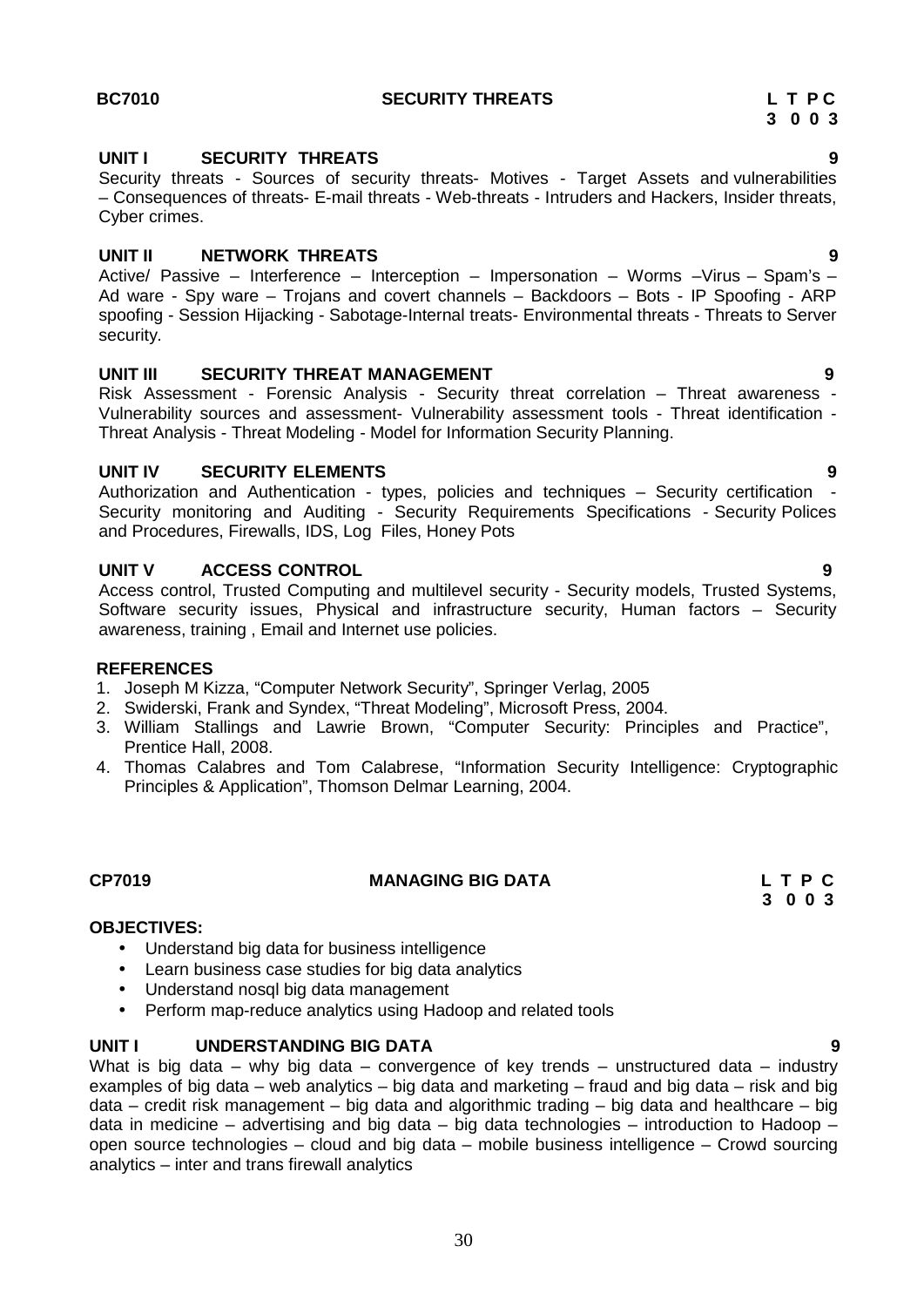## BC7010 SECURITY THREATS

**L T P C**
**3 0 0 3**

### UNIT I SECURITY THREATS 9

Security threats - Sources of security threats- Motives - Target Assets and vulnerabilities – Consequences of threats- E-mail threats - Web-threats - Intruders and Hackers, Insider threats, Cyber crimes.

### UNIT II NETWORK THREATS 9

Active/ Passive – Interference – Interception – Impersonation – Worms –Virus – Spam's – Ad ware - Spy ware – Trojans and covert channels – Backdoors – Bots - IP Spoofing - ARP spoofing - Session Hijacking - Sabotage-Internal treats- Environmental threats - Threats to Server security.

### UNIT III SECURITY THREAT MANAGEMENT 9

Risk Assessment - Forensic Analysis - Security threat correlation – Threat awareness - Vulnerability sources and assessment- Vulnerability assessment tools - Threat identification - Threat Analysis - Threat Modeling - Model for Information Security Planning.

### UNIT IV SECURITY ELEMENTS 9

Authorization and Authentication - types, policies and techniques – Security certification - Security monitoring and Auditing - Security Requirements Specifications - Security Polices and Procedures, Firewalls, IDS, Log Files, Honey Pots

### UNIT V ACCESS CONTROL 9

Access control, Trusted Computing and multilevel security - Security models, Trusted Systems, Software security issues, Physical and infrastructure security, Human factors – Security awareness, training , Email and Internet use policies.

**REFERENCES**

1. Joseph M Kizza, "Computer Network Security", Springer Verlag, 2005
2. Swiderski, Frank and Syndex, "Threat Modeling", Microsoft Press, 2004.
3. William Stallings and Lawrie Brown, "Computer Security: Principles and Practice", Prentice Hall, 2008.
4. Thomas Calabres and Tom Calabrese, "Information Security Intelligence: Cryptographic Principles & Application", Thomson Delmar Learning, 2004.

## CP7019 MANAGING BIG DATA

**L T P C**
**3 0 0 3**

**OBJECTIVES:**

- Understand big data for business intelligence
- Learn business case studies for big data analytics
- Understand nosql big data management
- Perform map-reduce analytics using Hadoop and related tools

### UNIT I UNDERSTANDING BIG DATA 9

What is big data – why big data – convergence of key trends – unstructured data – industry examples of big data – web analytics – big data and marketing – fraud and big data – risk and big data – credit risk management – big data and algorithmic trading – big data and healthcare – big data in medicine – advertising and big data – big data technologies – introduction to Hadoop – open source technologies – cloud and big data – mobile business intelligence – Crowd sourcing analytics – inter and trans firewall analytics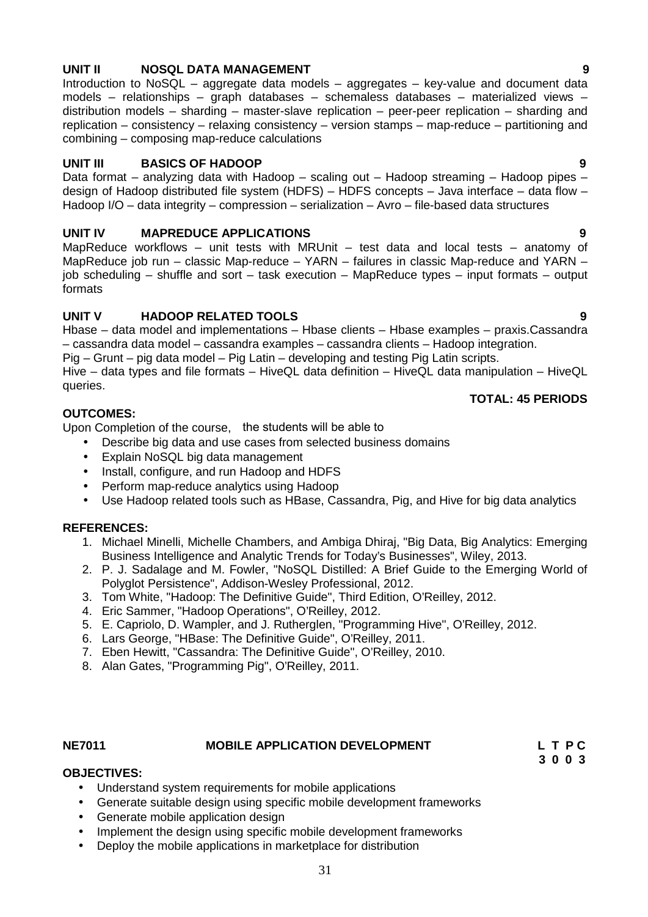**UNIT II NOSQL DATA MANAGEMENT 9**

Introduction to NoSQL – aggregate data models – aggregates – key-value and document data models – relationships – graph databases – schemaless databases – materialized views – distribution models – sharding – master-slave replication – peer-peer replication – sharding and replication – consistency – relaxing consistency – version stamps – map-reduce – partitioning and combining – composing map-reduce calculations

**UNIT III BASICS OF HADOOP 9**

Data format – analyzing data with Hadoop – scaling out – Hadoop streaming – Hadoop pipes – design of Hadoop distributed file system (HDFS) – HDFS concepts – Java interface – data flow – Hadoop I/O – data integrity – compression – serialization – Avro – file-based data structures

**UNIT IV MAPREDUCE APPLICATIONS 9**

MapReduce workflows – unit tests with MRUnit – test data and local tests – anatomy of MapReduce job run – classic Map-reduce – YARN – failures in classic Map-reduce and YARN – job scheduling – shuffle and sort – task execution – MapReduce types – input formats – output formats

**UNIT V HADOOP RELATED TOOLS 9**

Hbase – data model and implementations – Hbase clients – Hbase examples – praxis.Cassandra – cassandra data model – cassandra examples – cassandra clients – Hadoop integration.

Pig – Grunt – pig data model – Pig Latin – developing and testing Pig Latin scripts.

Hive – data types and file formats – HiveQL data definition – HiveQL data manipulation – HiveQL queries.

**TOTAL: 45 PERIODS**

**OUTCOMES:**

Upon Completion of the course, the students will be able to

- Describe big data and use cases from selected business domains
- Explain NoSQL big data management
- Install, configure, and run Hadoop and HDFS
- Perform map-reduce analytics using Hadoop
- Use Hadoop related tools such as HBase, Cassandra, Pig, and Hive for big data analytics

**REFERENCES:**

1. Michael Minelli, Michelle Chambers, and Ambiga Dhiraj, "Big Data, Big Analytics: Emerging Business Intelligence and Analytic Trends for Today's Businesses", Wiley, 2013.
2. P. J. Sadalage and M. Fowler, "NoSQL Distilled: A Brief Guide to the Emerging World of Polyglot Persistence", Addison-Wesley Professional, 2012.
3. Tom White, "Hadoop: The Definitive Guide", Third Edition, O'Reilley, 2012.
4. Eric Sammer, "Hadoop Operations", O'Reilley, 2012.
5. E. Capriolo, D. Wampler, and J. Rutherglen, "Programming Hive", O'Reilley, 2012.
6. Lars George, "HBase: The Definitive Guide", O'Reilley, 2011.
7. Eben Hewitt, "Cassandra: The Definitive Guide", O'Reilley, 2010.
8. Alan Gates, "Programming Pig", O'Reilley, 2011.

**NE7011 MOBILE APPLICATION DEVELOPMENT L T P C**
**3 0 0 3**

**OBJECTIVES:**

- Understand system requirements for mobile applications
- Generate suitable design using specific mobile development frameworks
- Generate mobile application design
- Implement the design using specific mobile development frameworks
- Deploy the mobile applications in marketplace for distribution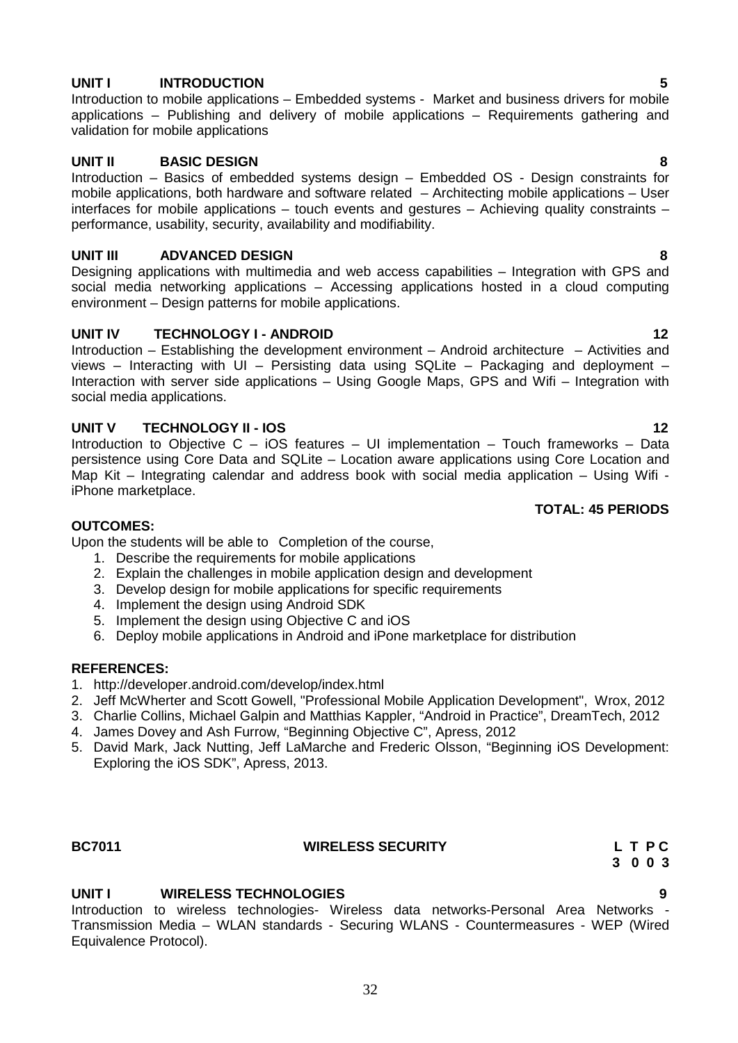**UNIT I INTRODUCTION 5**

Introduction to mobile applications – Embedded systems - Market and business drivers for mobile applications – Publishing and delivery of mobile applications – Requirements gathering and validation for mobile applications

**UNIT II BASIC DESIGN 8**

Introduction – Basics of embedded systems design – Embedded OS - Design constraints for mobile applications, both hardware and software related – Architecting mobile applications – User interfaces for mobile applications – touch events and gestures – Achieving quality constraints – performance, usability, security, availability and modifiability.

**UNIT III ADVANCED DESIGN 8**

Designing applications with multimedia and web access capabilities – Integration with GPS and social media networking applications – Accessing applications hosted in a cloud computing environment – Design patterns for mobile applications.

**UNIT IV TECHNOLOGY I - ANDROID 12**

Introduction – Establishing the development environment – Android architecture – Activities and views – Interacting with UI – Persisting data using SQLite – Packaging and deployment – Interaction with server side applications – Using Google Maps, GPS and Wifi – Integration with social media applications.

**UNIT V TECHNOLOGY II - IOS 12**

Introduction to Objective C – iOS features – UI implementation – Touch frameworks – Data persistence using Core Data and SQLite – Location aware applications using Core Location and Map Kit – Integrating calendar and address book with social media application – Using Wifi - iPhone marketplace.

**TOTAL: 45 PERIODS**

**OUTCOMES:**

Upon the students will be able to Completion of the course,

1. Describe the requirements for mobile applications
2. Explain the challenges in mobile application design and development
3. Develop design for mobile applications for specific requirements
4. Implement the design using Android SDK
5. Implement the design using Objective C and iOS
6. Deploy mobile applications in Android and iPone marketplace for distribution

**REFERENCES:**

1. http://developer.android.com/develop/index.html
2. Jeff McWherter and Scott Gowell, "Professional Mobile Application Development", Wrox, 2012
3. Charlie Collins, Michael Galpin and Matthias Kappler, "Android in Practice", DreamTech, 2012
4. James Dovey and Ash Furrow, "Beginning Objective C", Apress, 2012
5. David Mark, Jack Nutting, Jeff LaMarche and Frederic Olsson, "Beginning iOS Development: Exploring the iOS SDK", Apress, 2013.

**BC7011 WIRELESS SECURITY L T P C**
**3 0 0 3**

**UNIT I WIRELESS TECHNOLOGIES 9**

Introduction to wireless technologies- Wireless data networks-Personal Area Networks - Transmission Media – WLAN standards - Securing WLANS - Countermeasures - WEP (Wired Equivalence Protocol).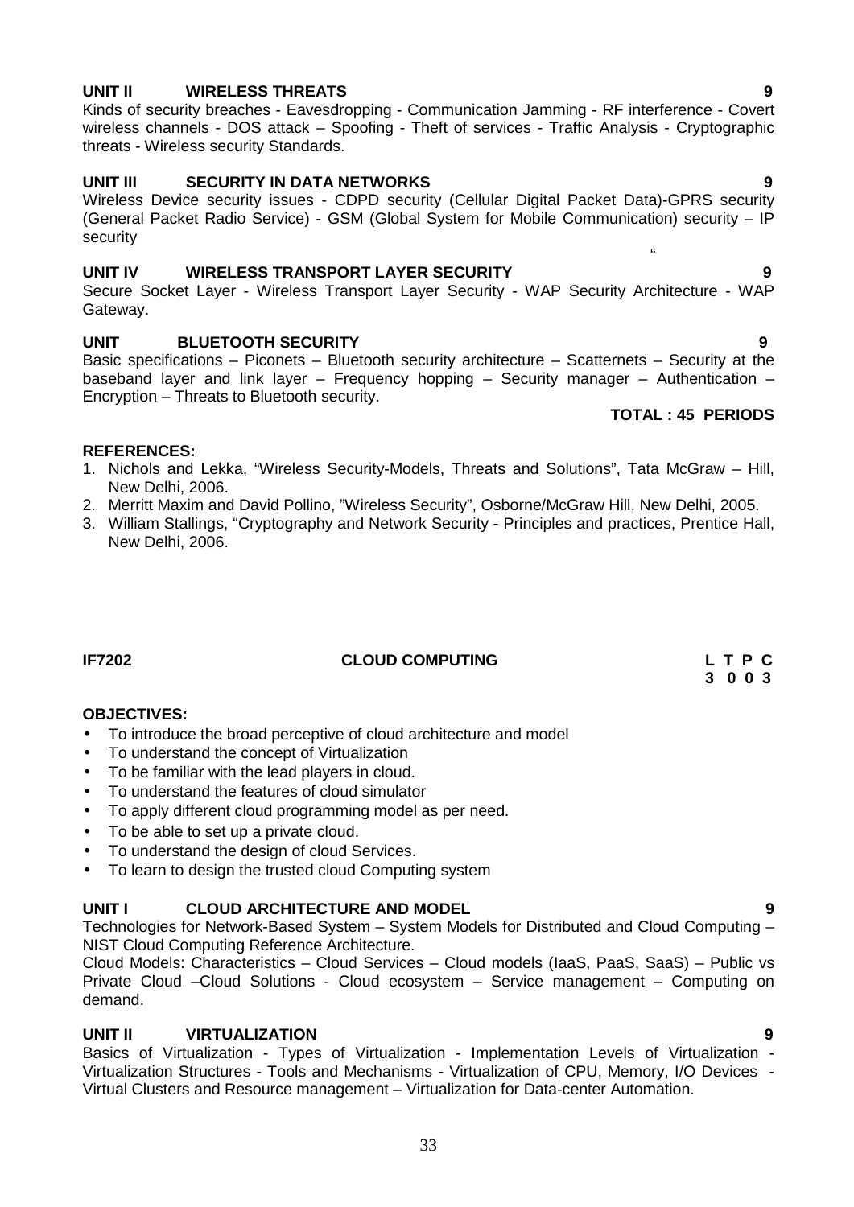**UNIT II WIRELESS THREATS 9**

Kinds of security breaches - Eavesdropping - Communication Jamming - RF interference - Covert wireless channels - DOS attack – Spoofing - Theft of services - Traffic Analysis - Cryptographic threats - Wireless security Standards.

**UNIT III SECURITY IN DATA NETWORKS 9**

Wireless Device security issues - CDPD security (Cellular Digital Packet Data)-GPRS security (General Packet Radio Service) - GSM (Global System for Mobile Communication) security – IP security

**UNIT IV WIRELESS TRANSPORT LAYER SECURITY 9**

Secure Socket Layer - Wireless Transport Layer Security - WAP Security Architecture - WAP Gateway.

**UNIT BLUETOOTH SECURITY 9**

Basic specifications – Piconets – Bluetooth security architecture – Scatternets – Security at the baseband layer and link layer – Frequency hopping – Security manager – Authentication – Encryption – Threats to Bluetooth security.

**TOTAL : 45 PERIODS**

**REFERENCES:**

1. Nichols and Lekka, "Wireless Security-Models, Threats and Solutions", Tata McGraw – Hill, New Delhi, 2006.
2. Merritt Maxim and David Pollino, "Wireless Security", Osborne/McGraw Hill, New Delhi, 2005.
3. William Stallings, "Cryptography and Network Security - Principles and practices, Prentice Hall, New Delhi, 2006.

**IF7202 CLOUD COMPUTING**

| L | T | P | C |
|---|---|---|---|
| 3 | 0 | 0 | 3 |

**OBJECTIVES:**

- To introduce the broad perceptive of cloud architecture and model
- To understand the concept of Virtualization
- To be familiar with the lead players in cloud.
- To understand the features of cloud simulator
- To apply different cloud programming model as per need.
- To be able to set up a private cloud.
- To understand the design of cloud Services.
- To learn to design the trusted cloud Computing system

**UNIT I CLOUD ARCHITECTURE AND MODEL 9**

Technologies for Network-Based System – System Models for Distributed and Cloud Computing – NIST Cloud Computing Reference Architecture.

Cloud Models: Characteristics – Cloud Services – Cloud models (IaaS, PaaS, SaaS) – Public vs Private Cloud –Cloud Solutions - Cloud ecosystem – Service management – Computing on demand.

**UNIT II VIRTUALIZATION 9**

Basics of Virtualization - Types of Virtualization - Implementation Levels of Virtualization - Virtualization Structures - Tools and Mechanisms - Virtualization of CPU, Memory, I/O Devices - Virtual Clusters and Resource management – Virtualization for Data-center Automation.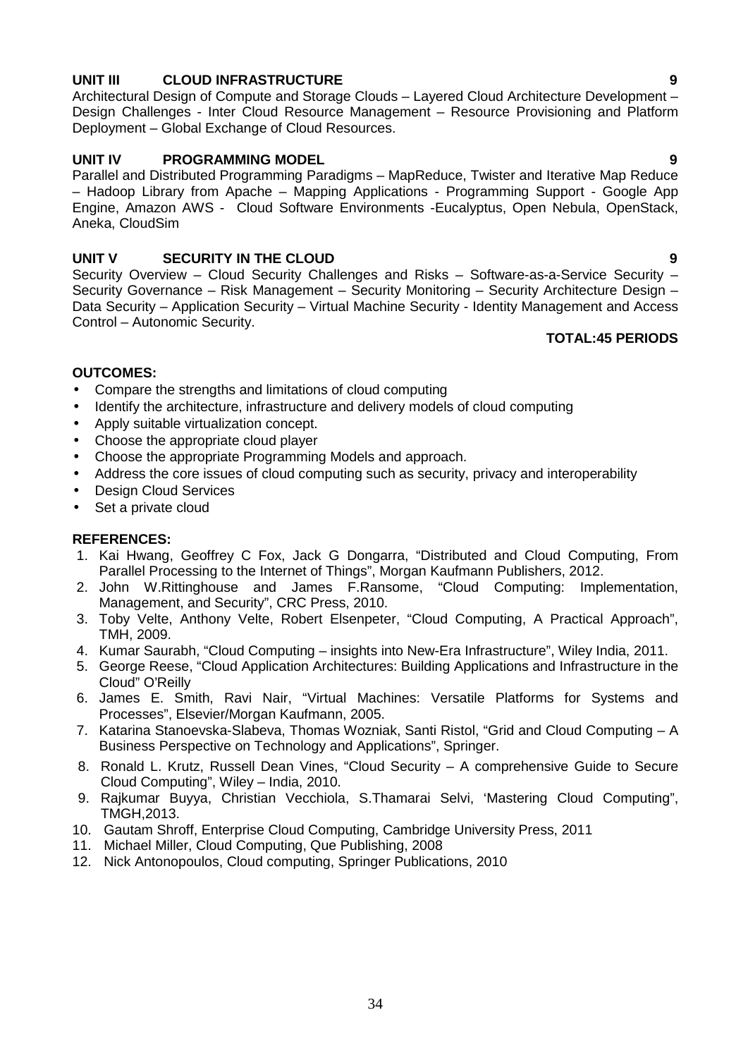**UNIT III CLOUD INFRASTRUCTURE 9**

Architectural Design of Compute and Storage Clouds – Layered Cloud Architecture Development – Design Challenges - Inter Cloud Resource Management – Resource Provisioning and Platform Deployment – Global Exchange of Cloud Resources.

**UNIT IV PROGRAMMING MODEL 9**

Parallel and Distributed Programming Paradigms – MapReduce, Twister and Iterative Map Reduce – Hadoop Library from Apache – Mapping Applications - Programming Support - Google App Engine, Amazon AWS - Cloud Software Environments -Eucalyptus, Open Nebula, OpenStack, Aneka, CloudSim

**UNIT V SECURITY IN THE CLOUD 9**

Security Overview – Cloud Security Challenges and Risks – Software-as-a-Service Security – Security Governance – Risk Management – Security Monitoring – Security Architecture Design – Data Security – Application Security – Virtual Machine Security - Identity Management and Access Control – Autonomic Security.

**TOTAL:45 PERIODS**

**OUTCOMES:**

- Compare the strengths and limitations of cloud computing
- Identify the architecture, infrastructure and delivery models of cloud computing
- Apply suitable virtualization concept.
- Choose the appropriate cloud player
- Choose the appropriate Programming Models and approach.
- Address the core issues of cloud computing such as security, privacy and interoperability
- Design Cloud Services
- Set a private cloud

**REFERENCES:**

1. Kai Hwang, Geoffrey C Fox, Jack G Dongarra, "Distributed and Cloud Computing, From Parallel Processing to the Internet of Things", Morgan Kaufmann Publishers, 2012.
2. John W.Rittinghouse and James F.Ransome, "Cloud Computing: Implementation, Management, and Security", CRC Press, 2010.
3. Toby Velte, Anthony Velte, Robert Elsenpeter, "Cloud Computing, A Practical Approach", TMH, 2009.
4. Kumar Saurabh, "Cloud Computing – insights into New-Era Infrastructure", Wiley India, 2011.
5. George Reese, "Cloud Application Architectures: Building Applications and Infrastructure in the Cloud" O'Reilly
6. James E. Smith, Ravi Nair, "Virtual Machines: Versatile Platforms for Systems and Processes", Elsevier/Morgan Kaufmann, 2005.
7. Katarina Stanoevska-Slabeva, Thomas Wozniak, Santi Ristol, "Grid and Cloud Computing – A Business Perspective on Technology and Applications", Springer.
8. Ronald L. Krutz, Russell Dean Vines, "Cloud Security – A comprehensive Guide to Secure Cloud Computing", Wiley – India, 2010.
9. Rajkumar Buyya, Christian Vecchiola, S.Thamarai Selvi, 'Mastering Cloud Computing", TMGH,2013.
10. Gautam Shroff, Enterprise Cloud Computing, Cambridge University Press, 2011
11. Michael Miller, Cloud Computing, Que Publishing, 2008
12. Nick Antonopoulos, Cloud computing, Springer Publications, 2010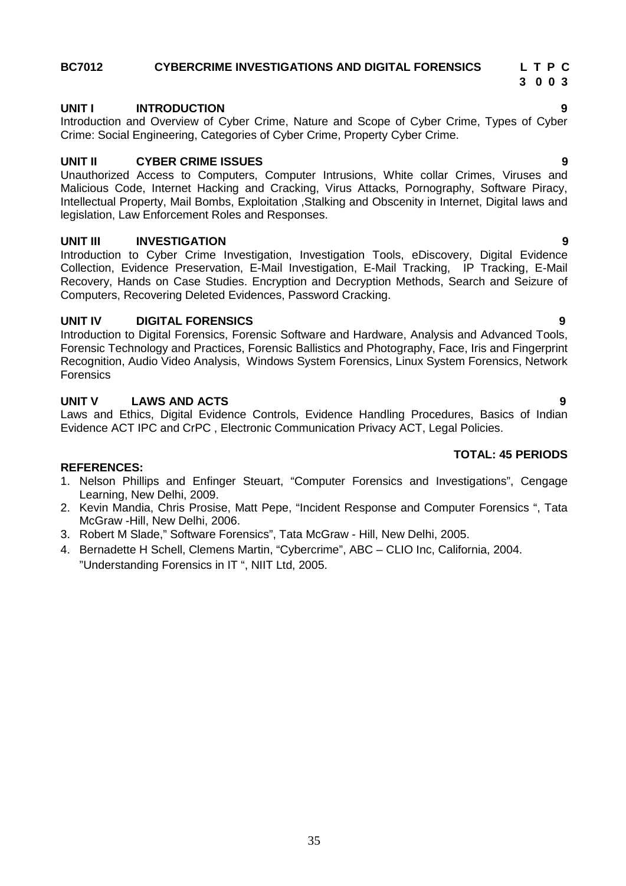**BC7012 CYBERCRIME INVESTIGATIONS AND DIGITAL FORENSICS**

| L | T | P | C |
|---|---|---|---|
| 3 | 0 | 0 | 3 |

**UNIT I INTRODUCTION 9**

Introduction and Overview of Cyber Crime, Nature and Scope of Cyber Crime, Types of Cyber Crime: Social Engineering, Categories of Cyber Crime, Property Cyber Crime.

**UNIT II CYBER CRIME ISSUES 9**

Unauthorized Access to Computers, Computer Intrusions, White collar Crimes, Viruses and Malicious Code, Internet Hacking and Cracking, Virus Attacks, Pornography, Software Piracy, Intellectual Property, Mail Bombs, Exploitation ,Stalking and Obscenity in Internet, Digital laws and legislation, Law Enforcement Roles and Responses.

**UNIT III INVESTIGATION 9**

Introduction to Cyber Crime Investigation, Investigation Tools, eDiscovery, Digital Evidence Collection, Evidence Preservation, E-Mail Investigation, E-Mail Tracking, IP Tracking, E-Mail Recovery, Hands on Case Studies. Encryption and Decryption Methods, Search and Seizure of Computers, Recovering Deleted Evidences, Password Cracking.

**UNIT IV DIGITAL FORENSICS 9**

Introduction to Digital Forensics, Forensic Software and Hardware, Analysis and Advanced Tools, Forensic Technology and Practices, Forensic Ballistics and Photography, Face, Iris and Fingerprint Recognition, Audio Video Analysis, Windows System Forensics, Linux System Forensics, Network Forensics

**UNIT V LAWS AND ACTS 9**

Laws and Ethics, Digital Evidence Controls, Evidence Handling Procedures, Basics of Indian Evidence ACT IPC and CrPC , Electronic Communication Privacy ACT, Legal Policies.

**TOTAL: 45 PERIODS**

**REFERENCES:**

1. Nelson Phillips and Enfinger Steuart, "Computer Forensics and Investigations", Cengage Learning, New Delhi, 2009.
2. Kevin Mandia, Chris Prosise, Matt Pepe, "Incident Response and Computer Forensics ", Tata McGraw -Hill, New Delhi, 2006.
3. Robert M Slade," Software Forensics", Tata McGraw - Hill, New Delhi, 2005.
4. Bernadette H Schell, Clemens Martin, "Cybercrime", ABC – CLIO Inc, California, 2004.
   "Understanding Forensics in IT ", NIIT Ltd, 2005.